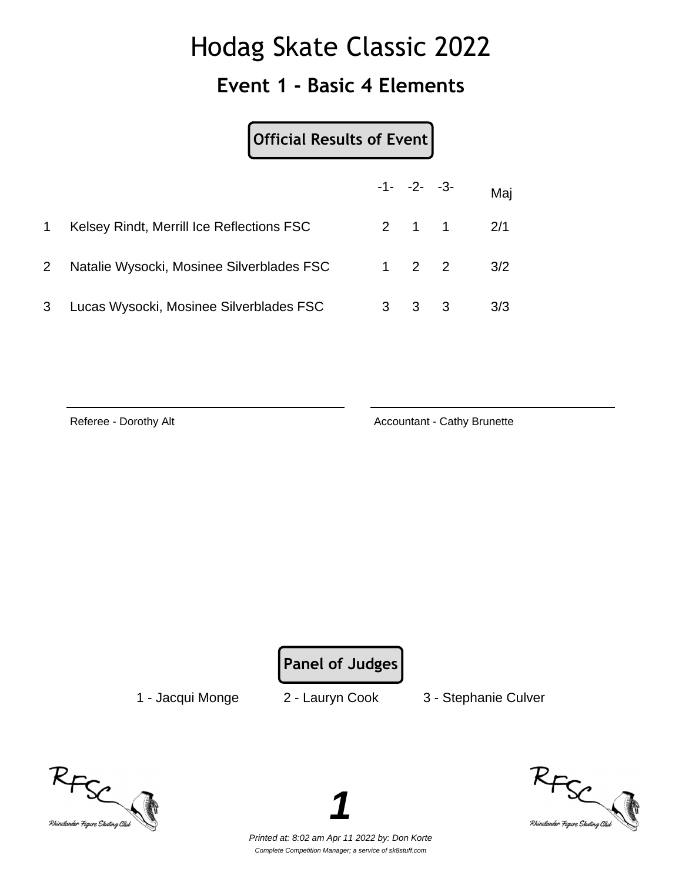# Hodag Skate Classic 2022

## Event 1 - Basic 4 Elements

**Official Results of Event**

| | | -1- | -2- | -3- | Maj |
|---|---|---|---|---|---|
| 1 | Kelsey Rindt, Merrill Ice Reflections FSC | 2 | 1 | 1 | 2/1 |
| 2 | Natalie Wysocki, Mosinee Silverblades FSC | 1 | 2 | 2 | 3/2 |
| 3 | Lucas Wysocki, Mosinee Silverblades FSC | 3 | 3 | 3 | 3/3 |

Referee - Dorothy Alt

Accountant - Cathy Brunette

**Panel of Judges**

1 - Jacqui Monge    2 - Lauryn Cook    3 - Stephanie Culver

*Printed at: 8:02 am Apr 11 2022 by: Don Korte*

*Complete Competition Manager; a service of sk8stuff.com*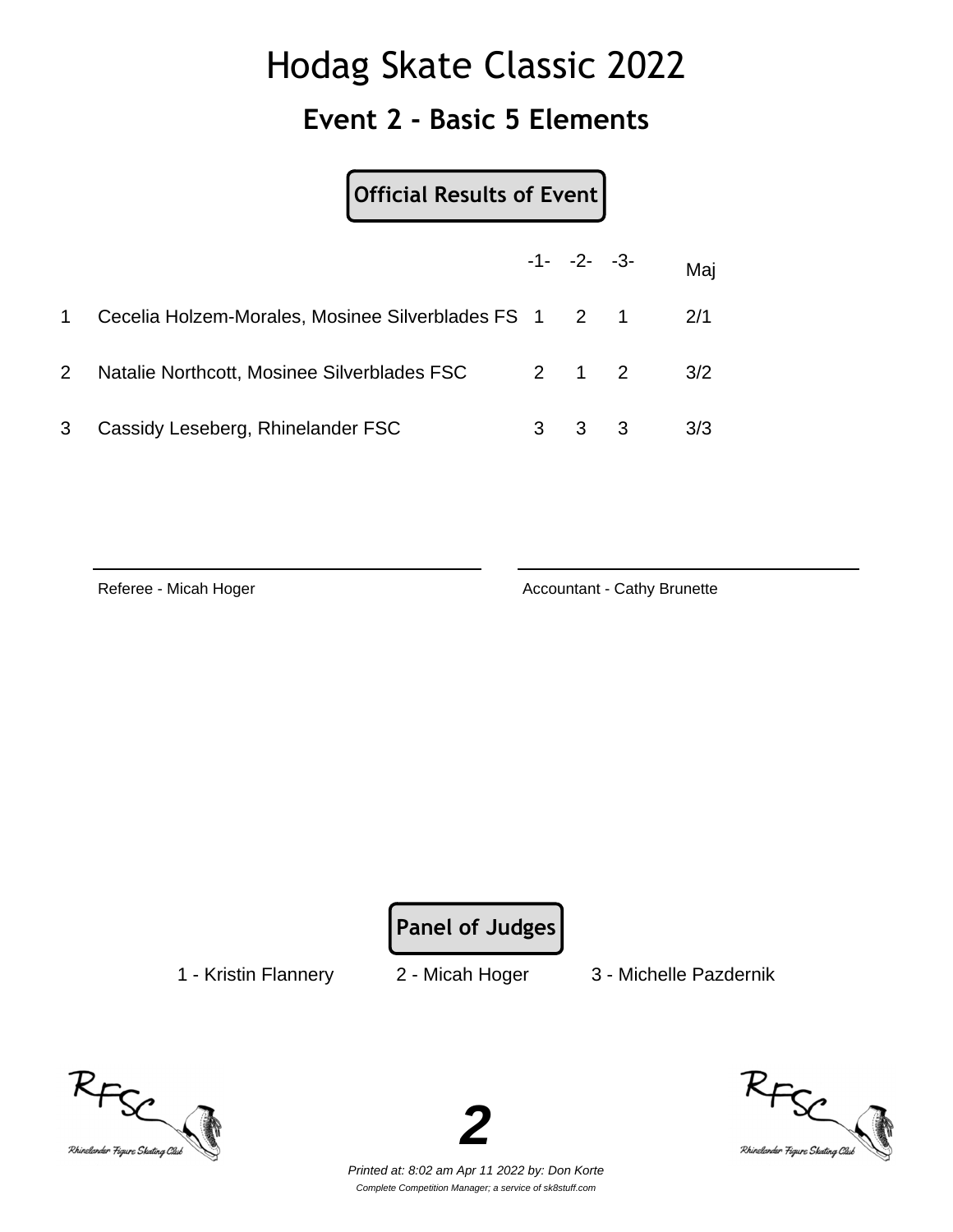# Hodag Skate Classic 2022

## Event 2 - Basic 5 Elements

**Official Results of Event**

| | | -1- | -2- | -3- | Maj |
|---|---|---|---|---|---|
| 1 | Cecelia Holzem-Morales, Mosinee Silverblades FS | 1 | 2 | 1 | 2/1 |
| 2 | Natalie Northcott, Mosinee Silverblades FSC | 2 | 1 | 2 | 3/2 |
| 3 | Cassidy Leseberg, Rhinelander FSC | 3 | 3 | 3 | 3/3 |

Referee - Micah Hoger

Accountant - Cathy Brunette

**Panel of Judges**

1 - Kristin Flannery    2 - Micah Hoger    3 - Michelle Pazdernik

*Printed at: 8:02 am Apr 11 2022 by: Don Korte*

*Complete Competition Manager; a service of sk8stuff.com*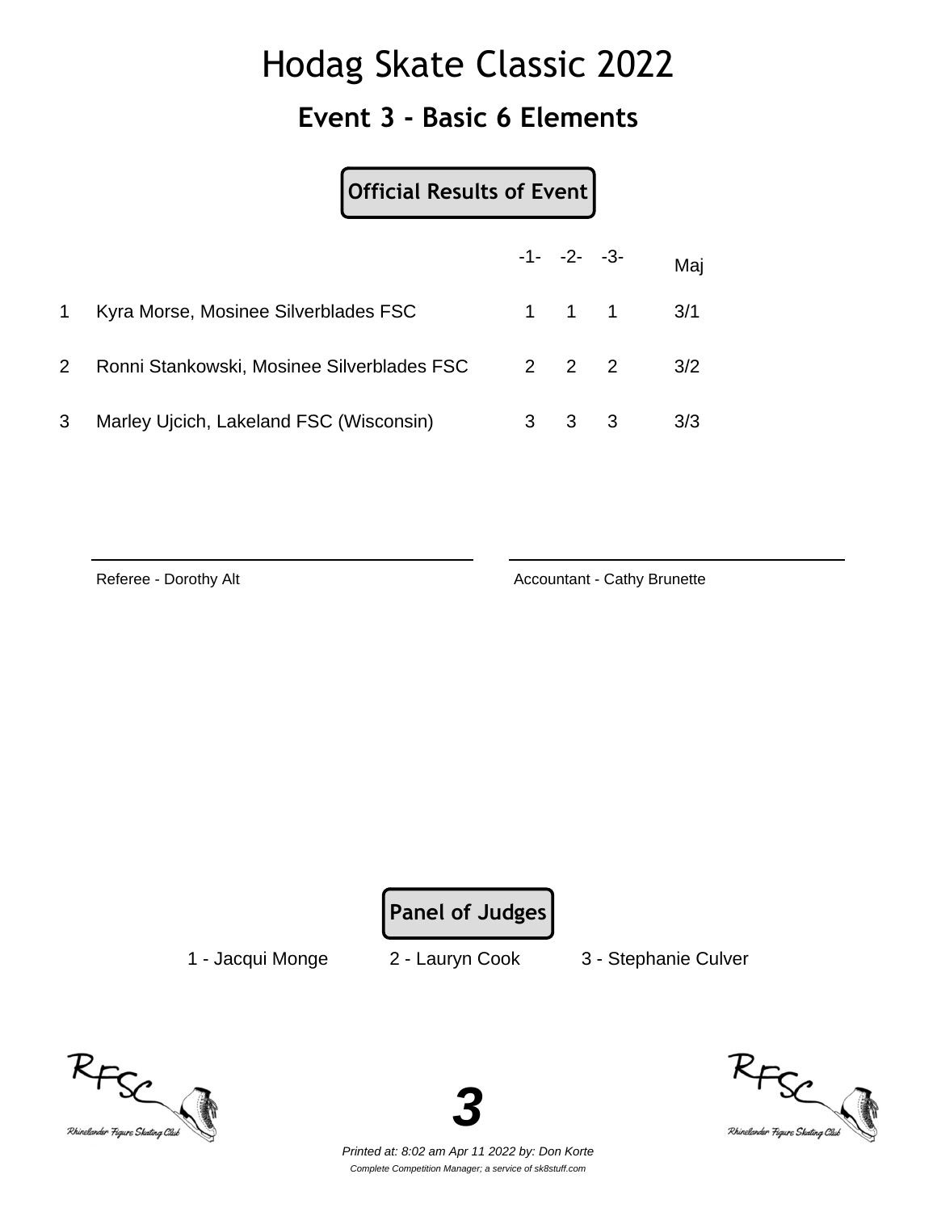# Hodag Skate Classic 2022

## Event 3 - Basic 6 Elements

**Official Results of Event**

| | | -1- | -2- | -3- | Maj |
|---|---|---|---|---|---|
| 1 | Kyra Morse, Mosinee Silverblades FSC | 1 | 1 | 1 | 3/1 |
| 2 | Ronni Stankowski, Mosinee Silverblades FSC | 2 | 2 | 2 | 3/2 |
| 3 | Marley Ujcich, Lakeland FSC (Wisconsin) | 3 | 3 | 3 | 3/3 |

Referee - Dorothy Alt

Accountant - Cathy Brunette

**Panel of Judges**

1 - Jacqui Monge   2 - Lauryn Cook   3 - Stephanie Culver

*Printed at: 8:02 am Apr 11 2022 by: Don Korte*

*Complete Competition Manager; a service of sk8stuff.com*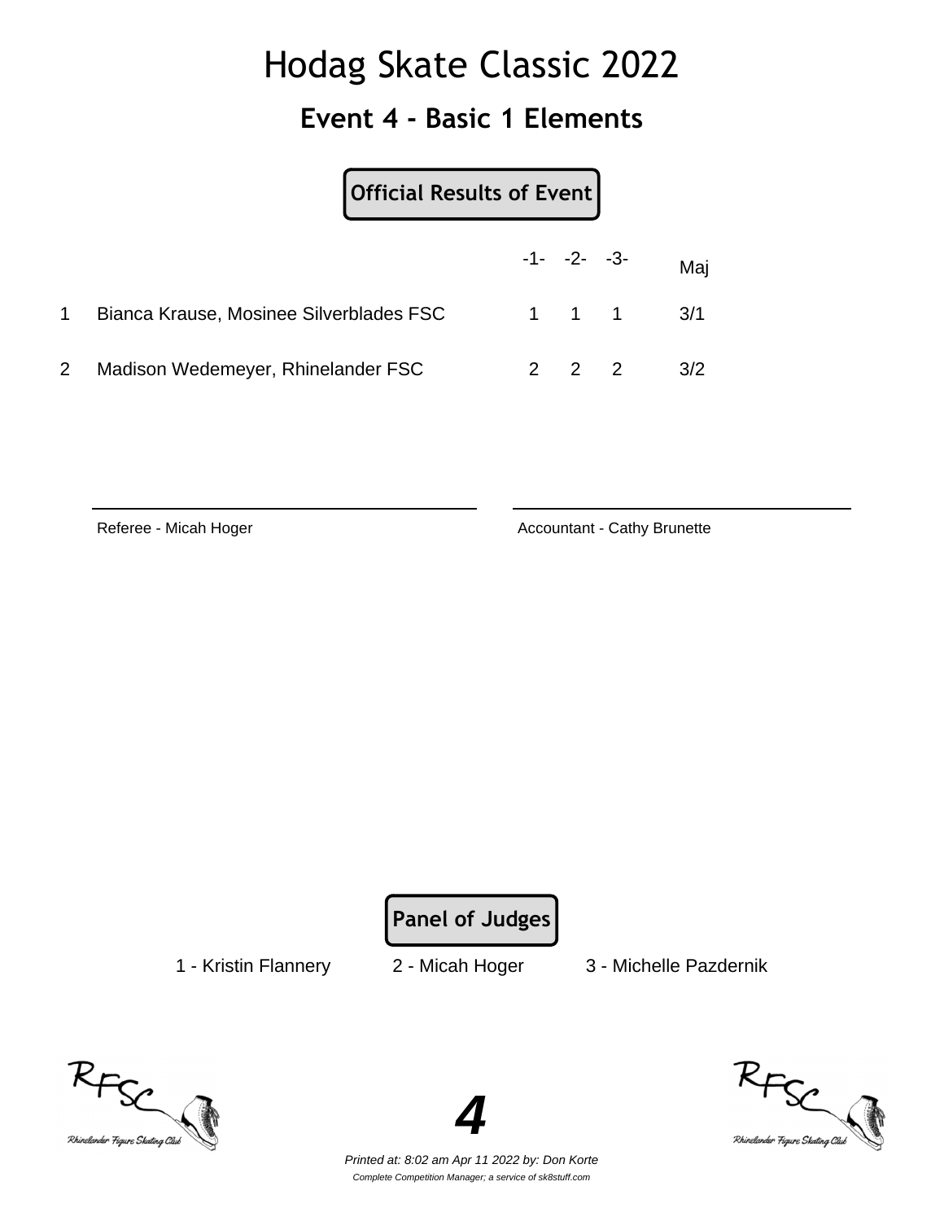# Hodag Skate Classic 2022

## Event 4 - Basic 1 Elements

**Official Results of Event**

| | | -1- | -2- | -3- | Maj |
|---|---|---|---|---|---|
| 1 | Bianca Krause, Mosinee Silverblades FSC | 1 | 1 | 1 | 3/1 |
| 2 | Madison Wedemeyer, Rhinelander FSC | 2 | 2 | 2 | 3/2 |

Referee - Micah Hoger

Accountant - Cathy Brunette

**Panel of Judges**

1 - Kristin Flannery 2 - Micah Hoger 3 - Michelle Pazdernik

*Printed at: 8:02 am Apr 11 2022 by: Don Korte*

*Complete Competition Manager; a service of sk8stuff.com*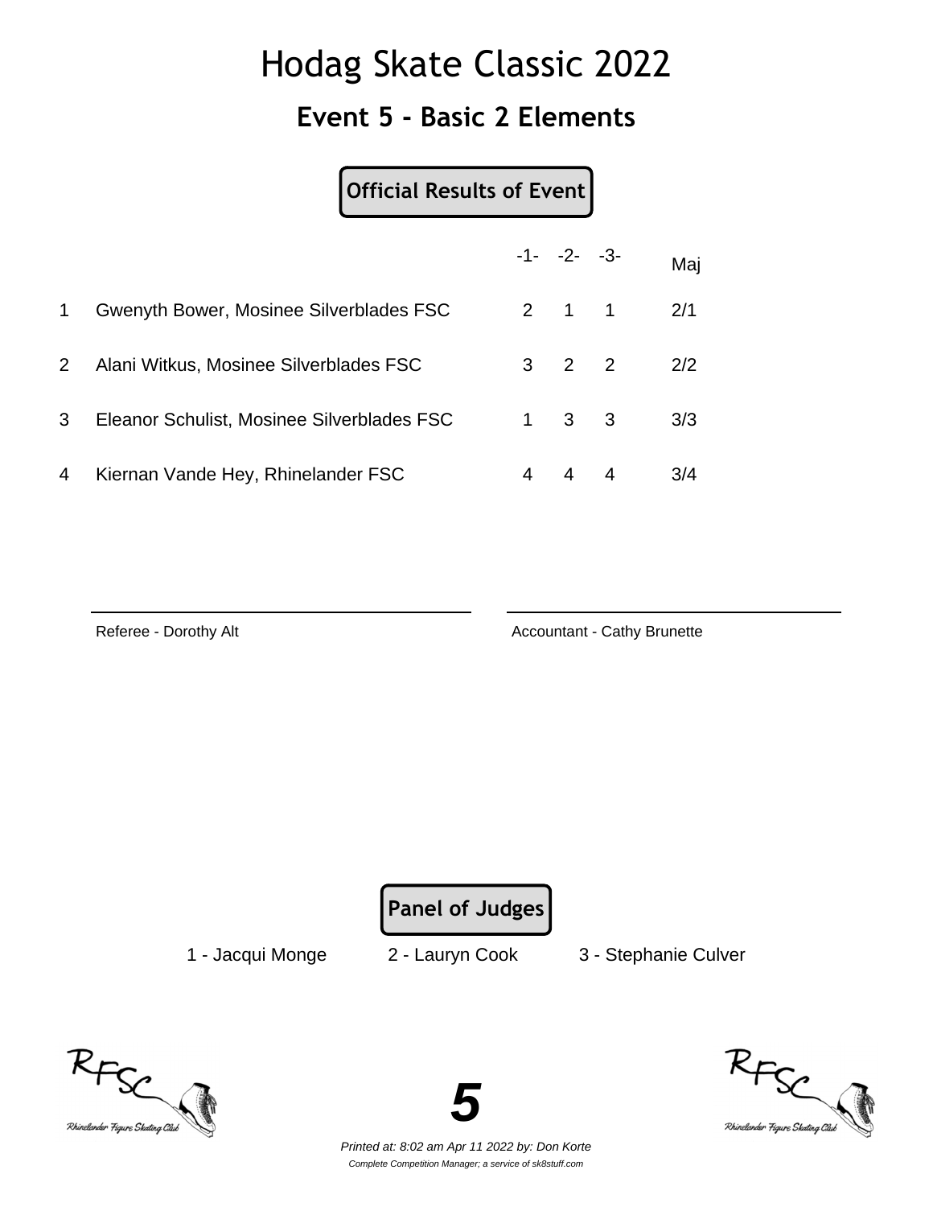# Hodag Skate Classic 2022

## Event 5 - Basic 2 Elements

**Official Results of Event**

| | | -1- | -2- | -3- | Maj |
|---|---|---|---|---|---|
| 1 | Gwenyth Bower, Mosinee Silverblades FSC | 2 | 1 | 1 | 2/1 |
| 2 | Alani Witkus, Mosinee Silverblades FSC | 3 | 2 | 2 | 2/2 |
| 3 | Eleanor Schulist, Mosinee Silverblades FSC | 1 | 3 | 3 | 3/3 |
| 4 | Kiernan Vande Hey, Rhinelander FSC | 4 | 4 | 4 | 3/4 |

Referee - Dorothy Alt

Accountant - Cathy Brunette

**Panel of Judges**

1 - Jacqui Monge 2 - Lauryn Cook 3 - Stephanie Culver

*Printed at: 8:02 am Apr 11 2022 by: Don Korte*

*Complete Competition Manager; a service of sk8stuff.com*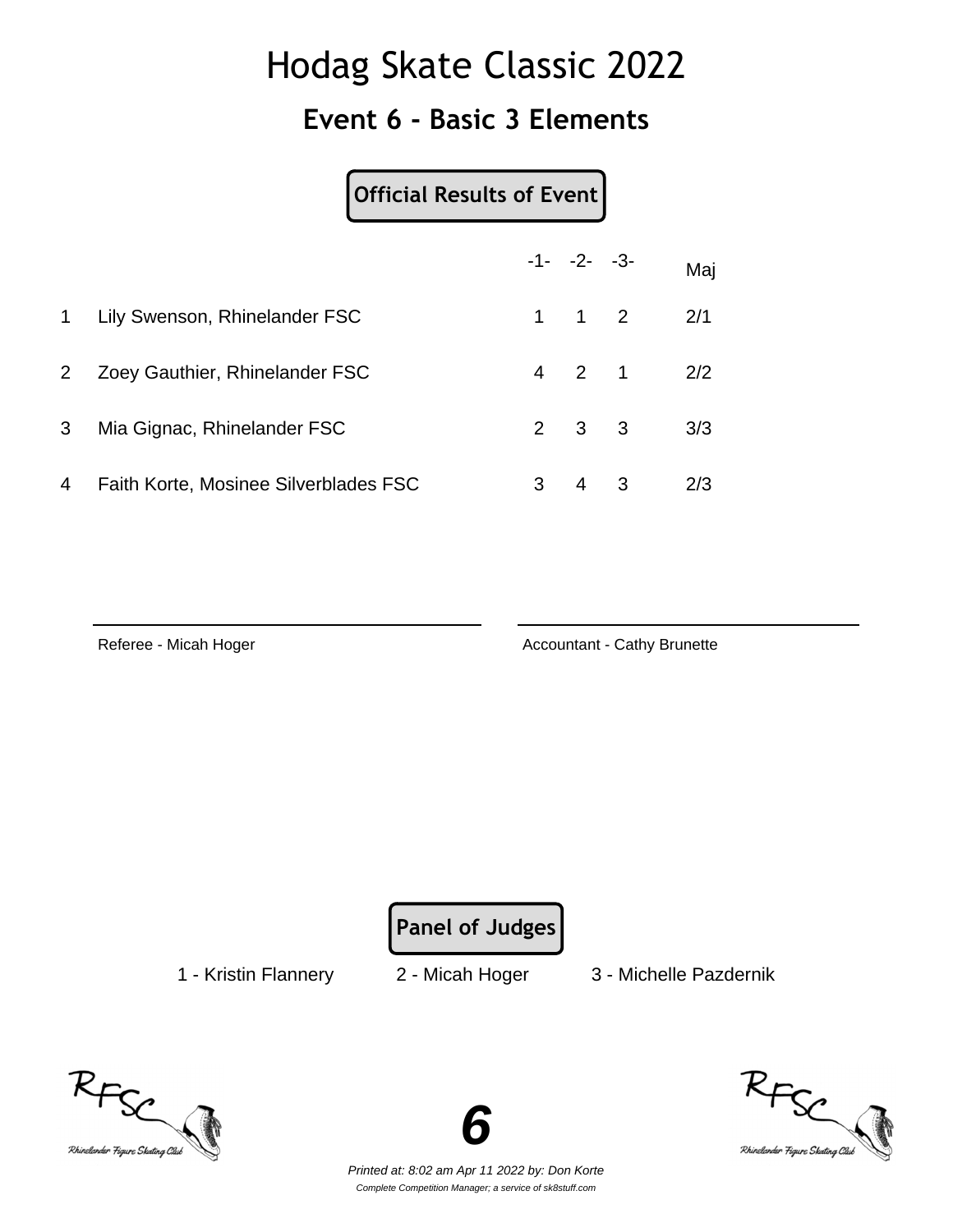# Hodag Skate Classic 2022

## Event 6 - Basic 3 Elements

**Official Results of Event**

| | | -1- | -2- | -3- | Maj |
|---|---|---|---|---|---|
| 1 | Lily Swenson, Rhinelander FSC | 1 | 1 | 2 | 2/1 |
| 2 | Zoey Gauthier, Rhinelander FSC | 4 | 2 | 1 | 2/2 |
| 3 | Mia Gignac, Rhinelander FSC | 2 | 3 | 3 | 3/3 |
| 4 | Faith Korte, Mosinee Silverblades FSC | 3 | 4 | 3 | 2/3 |

Referee - Micah Hoger

Accountant - Cathy Brunette

**Panel of Judges**

1 - Kristin Flannery    2 - Micah Hoger    3 - Michelle Pazdernik

*Printed at: 8:02 am Apr 11 2022 by: Don Korte*

*Complete Competition Manager; a service of sk8stuff.com*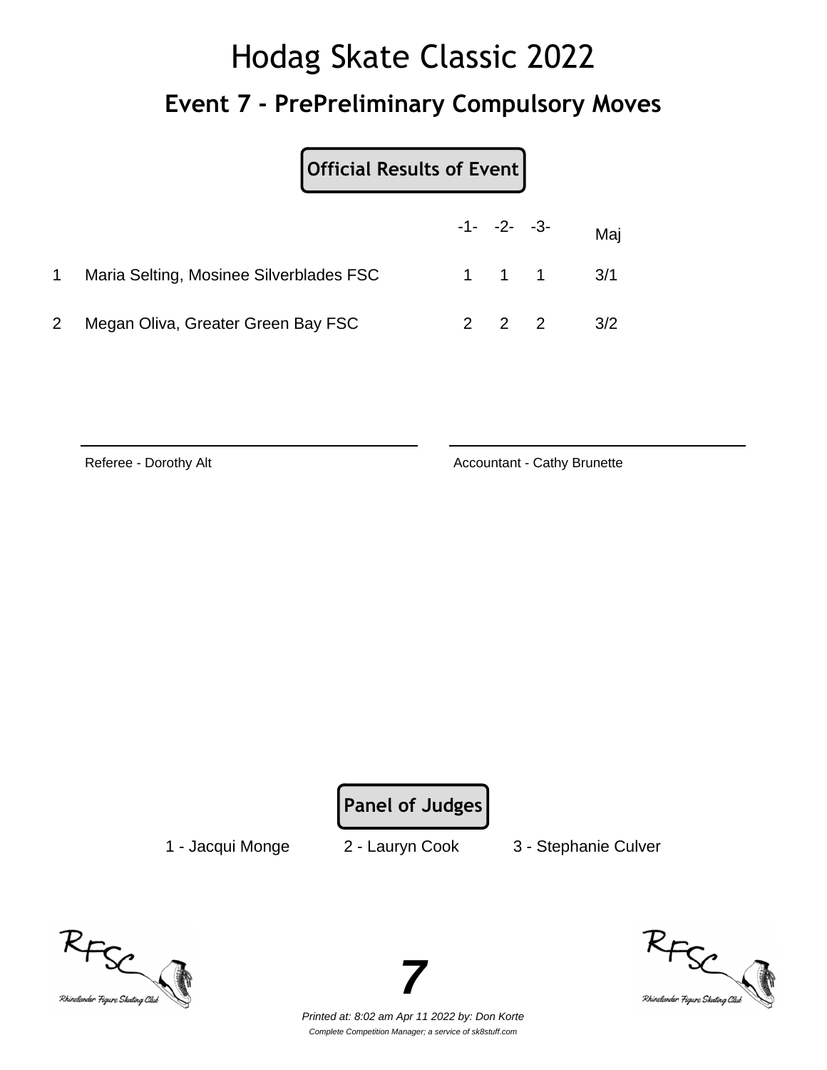# Hodag Skate Classic 2022

## Event 7 - PrePreliminary Compulsory Moves

**Official Results of Event**

| | | -1- | -2- | -3- | Maj |
|---|---|---|---|---|---|
| 1 | Maria Selting, Mosinee Silverblades FSC | 1 | 1 | 1 | 3/1 |
| 2 | Megan Oliva, Greater Green Bay FSC | 2 | 2 | 2 | 3/2 |

Referee - Dorothy Alt

Accountant - Cathy Brunette

**Panel of Judges**

1 - Jacqui Monge    2 - Lauryn Cook    3 - Stephanie Culver

*Printed at: 8:02 am Apr 11 2022 by: Don Korte*

*Complete Competition Manager; a service of sk8stuff.com*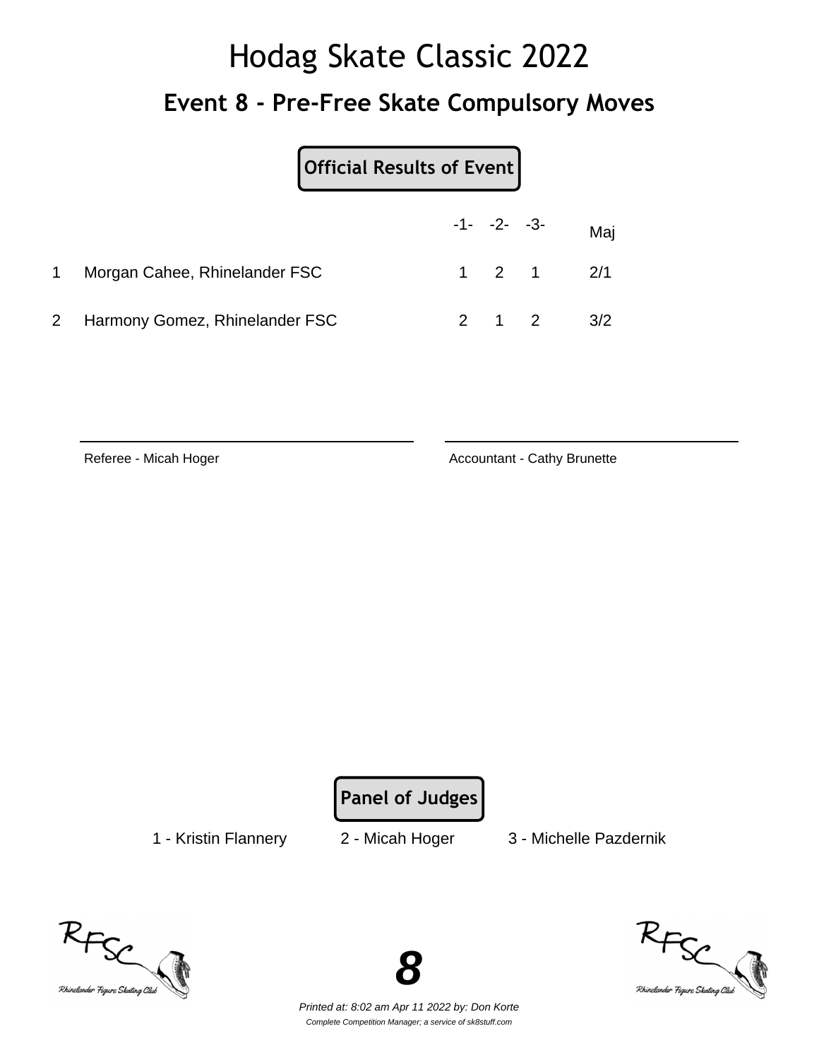# Hodag Skate Classic 2022

## Event 8 - Pre-Free Skate Compulsory Moves

**Official Results of Event**

| | | -1- | -2- | -3- | Maj |
|---|---|---|---|---|---|
| 1 | Morgan Cahee, Rhinelander FSC | 1 | 2 | 1 | 2/1 |
| 2 | Harmony Gomez, Rhinelander FSC | 2 | 1 | 2 | 3/2 |

Referee - Micah Hoger

Accountant - Cathy Brunette

**Panel of Judges**

1 - Kristin Flannery    2 - Micah Hoger    3 - Michelle Pazdernik

*Printed at: 8:02 am Apr 11 2022 by: Don Korte*

*Complete Competition Manager; a service of sk8stuff.com*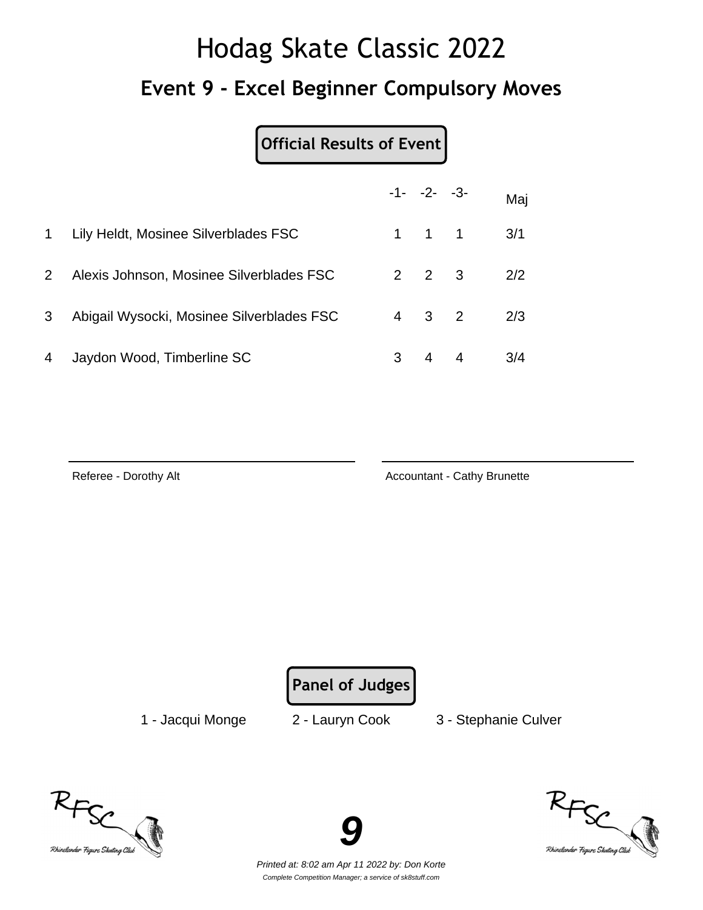# Hodag Skate Classic 2022

## Event 9 - Excel Beginner Compulsory Moves

**Official Results of Event**

| | | -1- | -2- | -3- | Maj |
|---|---|---|---|---|---|
| 1 | Lily Heldt, Mosinee Silverblades FSC | 1 | 1 | 1 | 3/1 |
| 2 | Alexis Johnson, Mosinee Silverblades FSC | 2 | 2 | 3 | 2/2 |
| 3 | Abigail Wysocki, Mosinee Silverblades FSC | 4 | 3 | 2 | 2/3 |
| 4 | Jaydon Wood, Timberline SC | 3 | 4 | 4 | 3/4 |

Referee - Dorothy Alt

Accountant - Cathy Brunette

**Panel of Judges**

1 - Jacqui Monge   2 - Lauryn Cook   3 - Stephanie Culver

*Printed at: 8:02 am Apr 11 2022 by: Don Korte*

*Complete Competition Manager; a service of sk8stuff.com*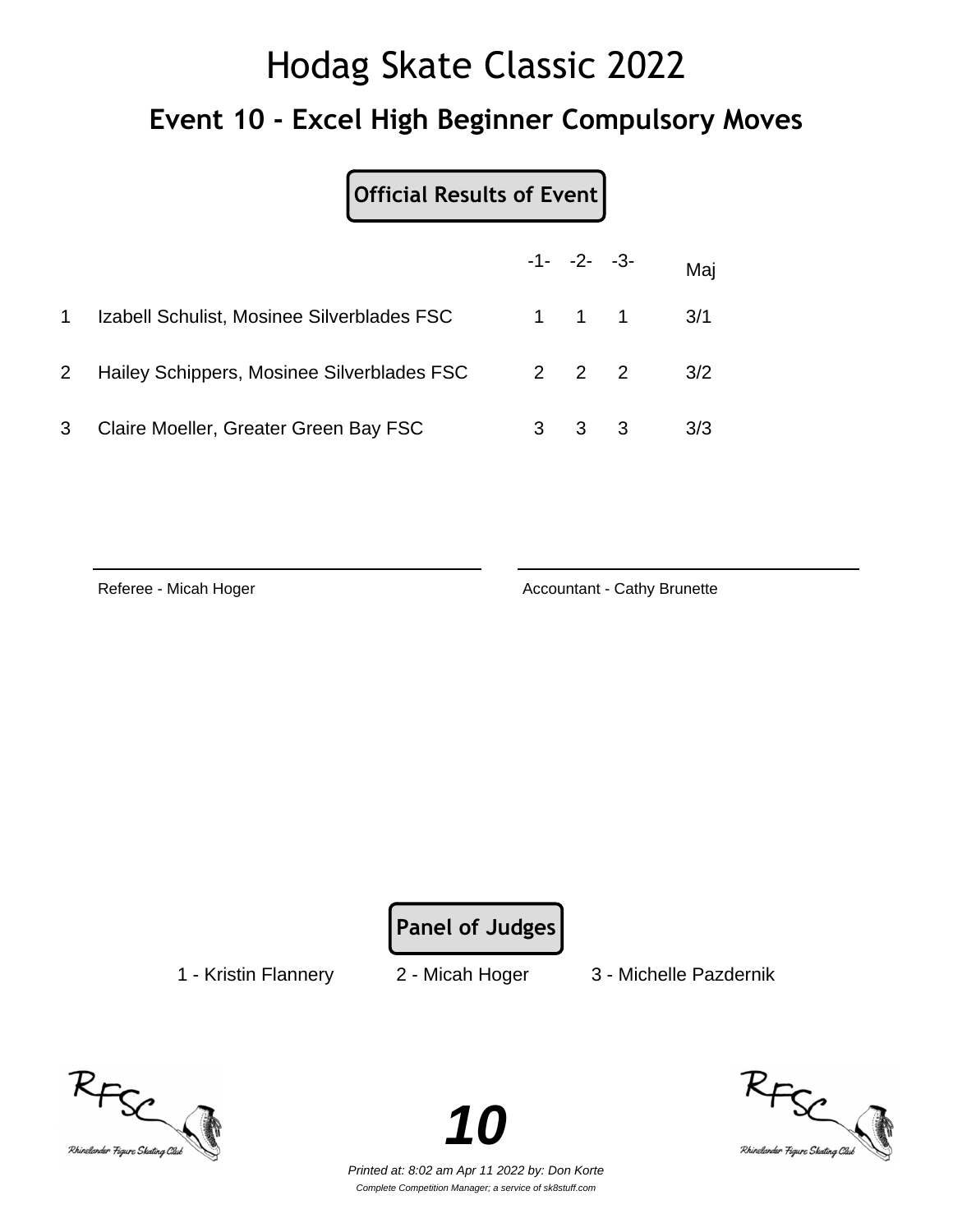# Hodag Skate Classic 2022

## Event 10 - Excel High Beginner Compulsory Moves

**Official Results of Event**

| | | -1- | -2- | -3- | Maj |
|---|---|---|---|---|---|
| 1 | Izabell Schulist, Mosinee Silverblades FSC | 1 | 1 | 1 | 3/1 |
| 2 | Hailey Schippers, Mosinee Silverblades FSC | 2 | 2 | 2 | 3/2 |
| 3 | Claire Moeller, Greater Green Bay FSC | 3 | 3 | 3 | 3/3 |

Referee - Micah Hoger

Accountant - Cathy Brunette

**Panel of Judges**

1 - Kristin Flannery 2 - Micah Hoger 3 - Michelle Pazdernik

*Printed at: 8:02 am Apr 11 2022 by: Don Korte*

*Complete Competition Manager; a service of sk8stuff.com*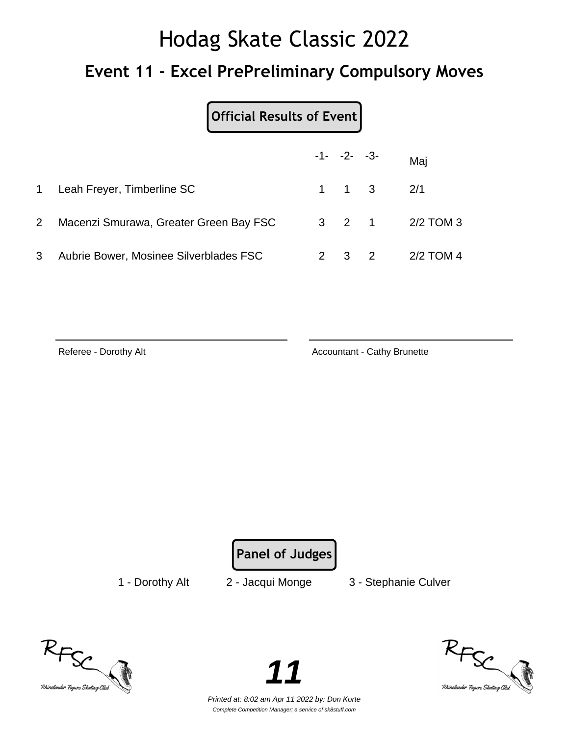# Hodag Skate Classic 2022

## Event 11 - Excel PrePreliminary Compulsory Moves

**Official Results of Event**

| | | -1- | -2- | -3- | Maj |
|---|---|---|---|---|---|
| 1 | Leah Freyer, Timberline SC | 1 | 1 | 3 | 2/1 |
| 2 | Macenzi Smurawa, Greater Green Bay FSC | 3 | 2 | 1 | 2/2 TOM 3 |
| 3 | Aubrie Bower, Mosinee Silverblades FSC | 2 | 3 | 2 | 2/2 TOM 4 |

Referee - Dorothy Alt

Accountant - Cathy Brunette

**Panel of Judges**

1 - Dorothy Alt 2 - Jacqui Monge 3 - Stephanie Culver

*Printed at: 8:02 am Apr 11 2022 by: Don Korte*

*Complete Competition Manager; a service of sk8stuff.com*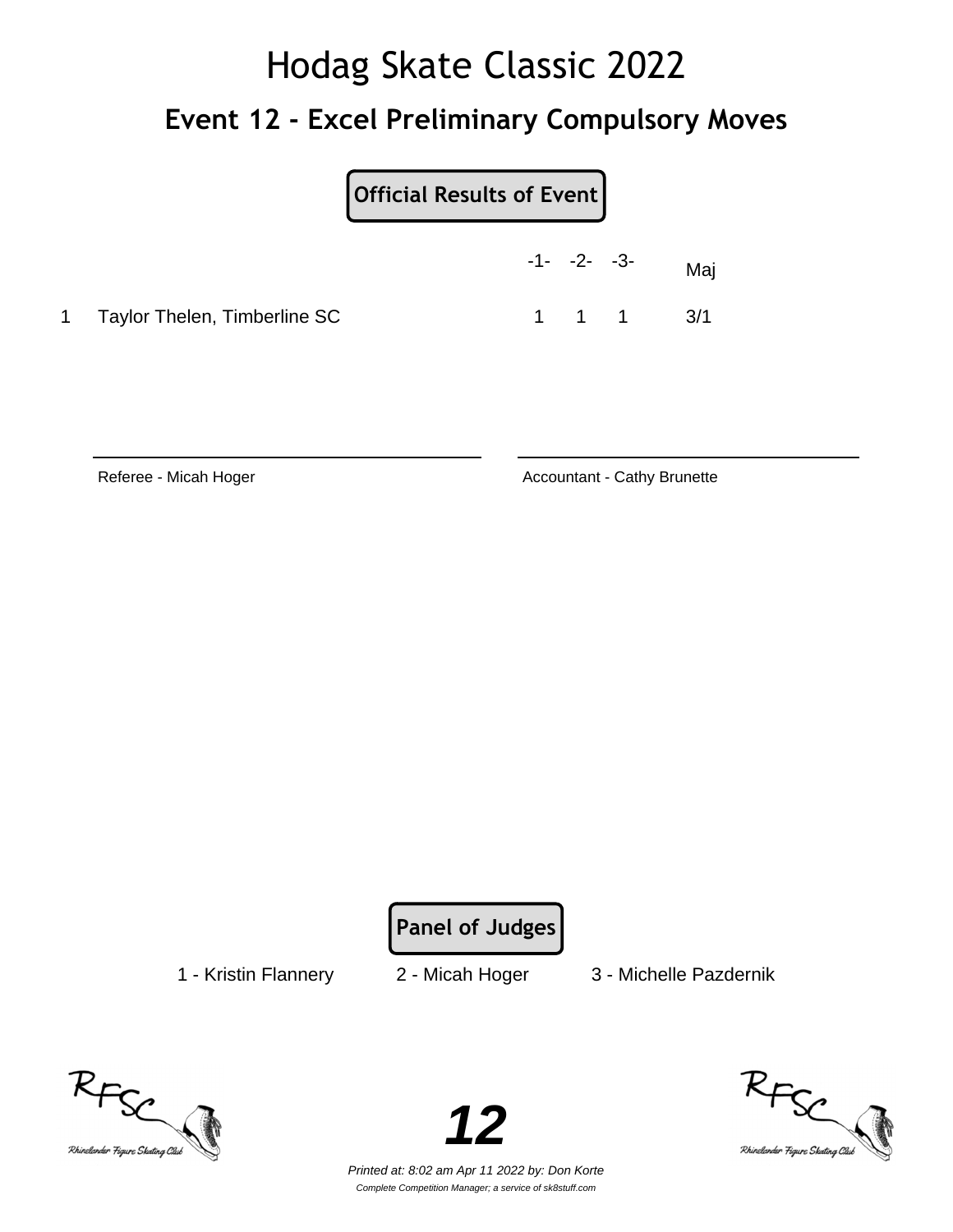# Hodag Skate Classic 2022

## Event 12 - Excel Preliminary Compulsory Moves

**Official Results of Event**

| | | -1- | -2- | -3- | Maj |
|---|---|---|---|---|---|
| 1 | Taylor Thelen, Timberline SC | 1 | 1 | 1 | 3/1 |

Referee - Micah Hoger

Accountant - Cathy Brunette

**Panel of Judges**

1 - Kristin Flannery    2 - Micah Hoger    3 - Michelle Pazdernik

*Printed at: 8:02 am Apr 11 2022 by: Don Korte*

*Complete Competition Manager; a service of sk8stuff.com*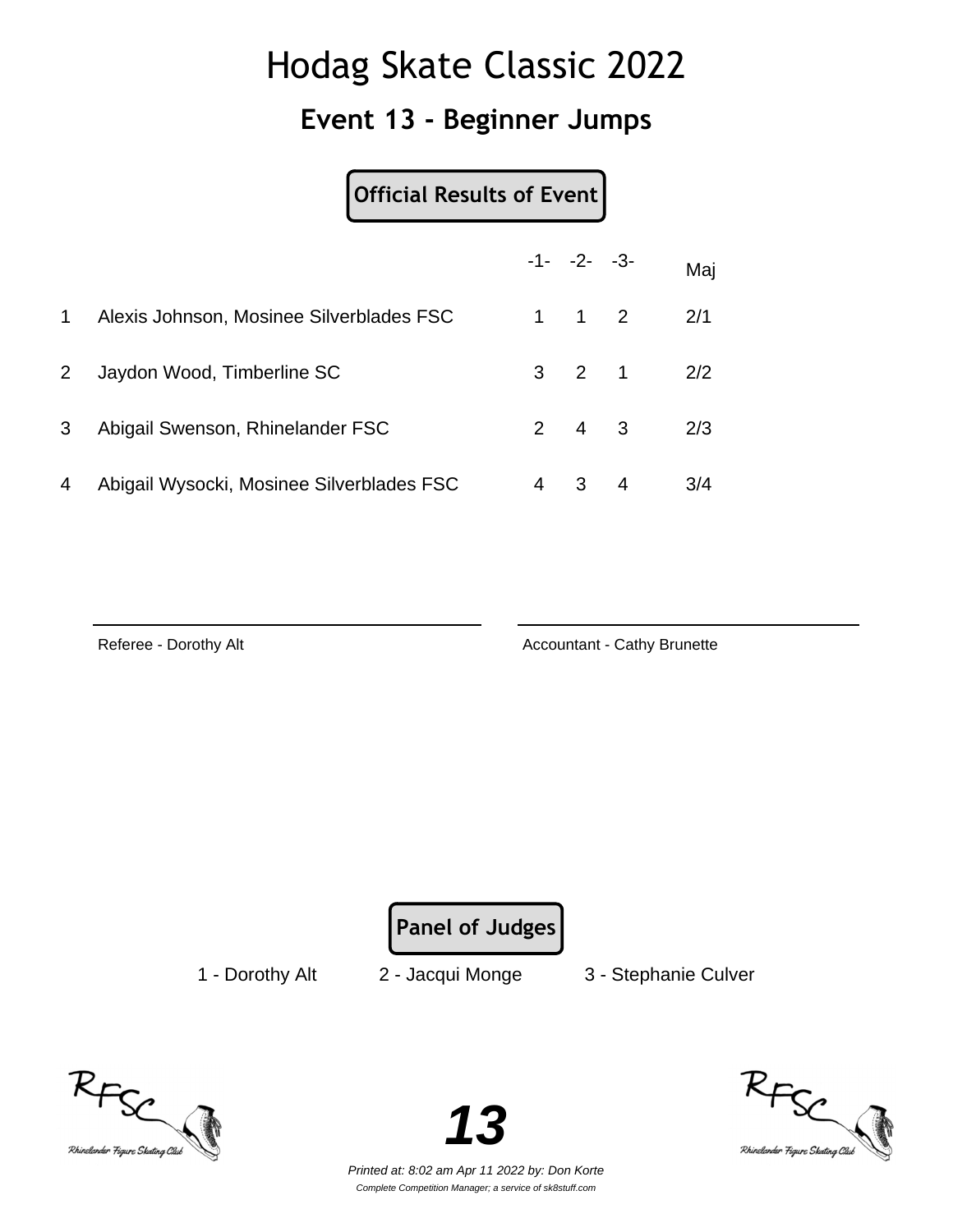# Hodag Skate Classic 2022

## Event 13 - Beginner Jumps

**Official Results of Event**

| | | -1- | -2- | -3- | Maj |
|---|---|---|---|---|---|
| 1 | Alexis Johnson, Mosinee Silverblades FSC | 1 | 1 | 2 | 2/1 |
| 2 | Jaydon Wood, Timberline SC | 3 | 2 | 1 | 2/2 |
| 3 | Abigail Swenson, Rhinelander FSC | 2 | 4 | 3 | 2/3 |
| 4 | Abigail Wysocki, Mosinee Silverblades FSC | 4 | 3 | 4 | 3/4 |

Referee - Dorothy Alt

Accountant - Cathy Brunette

**Panel of Judges**

1 - Dorothy Alt 2 - Jacqui Monge 3 - Stephanie Culver

**13**

*Printed at: 8:02 am Apr 11 2022 by: Don Korte*

*Complete Competition Manager; a service of sk8stuff.com*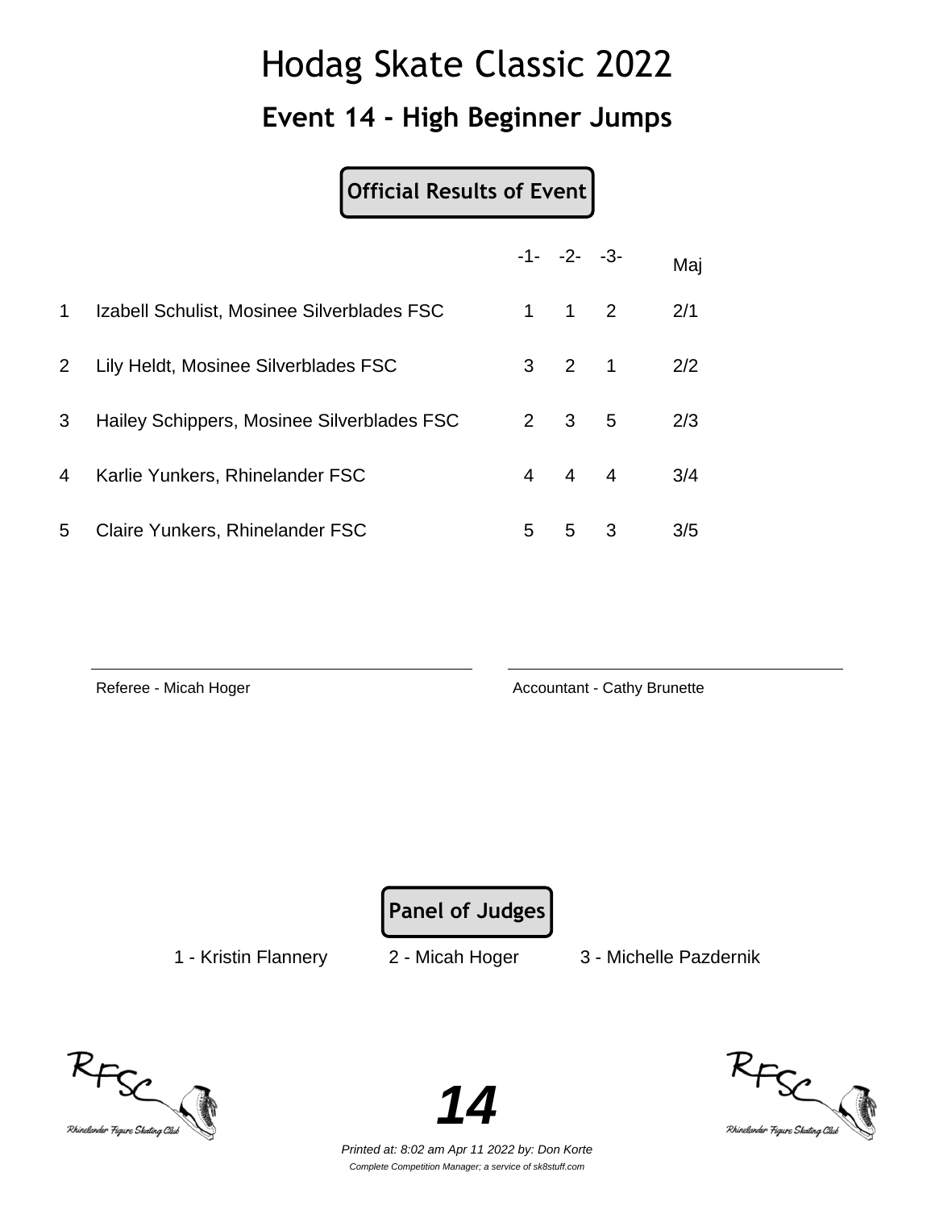# Hodag Skate Classic 2022

## Event 14 - High Beginner Jumps

**Official Results of Event**

| | | -1- | -2- | -3- | Maj |
|---|---|---|---|---|---|
| 1 | Izabell Schulist, Mosinee Silverblades FSC | 1 | 1 | 2 | 2/1 |
| 2 | Lily Heldt, Mosinee Silverblades FSC | 3 | 2 | 1 | 2/2 |
| 3 | Hailey Schippers, Mosinee Silverblades FSC | 2 | 3 | 5 | 2/3 |
| 4 | Karlie Yunkers, Rhinelander FSC | 4 | 4 | 4 | 3/4 |
| 5 | Claire Yunkers, Rhinelander FSC | 5 | 5 | 3 | 3/5 |

Referee - Micah Hoger

Accountant - Cathy Brunette

**Panel of Judges**

1 - Kristin Flannery 2 - Micah Hoger 3 - Michelle Pazdernik

*Printed at: 8:02 am Apr 11 2022 by: Don Korte*

*Complete Competition Manager; a service of sk8stuff.com*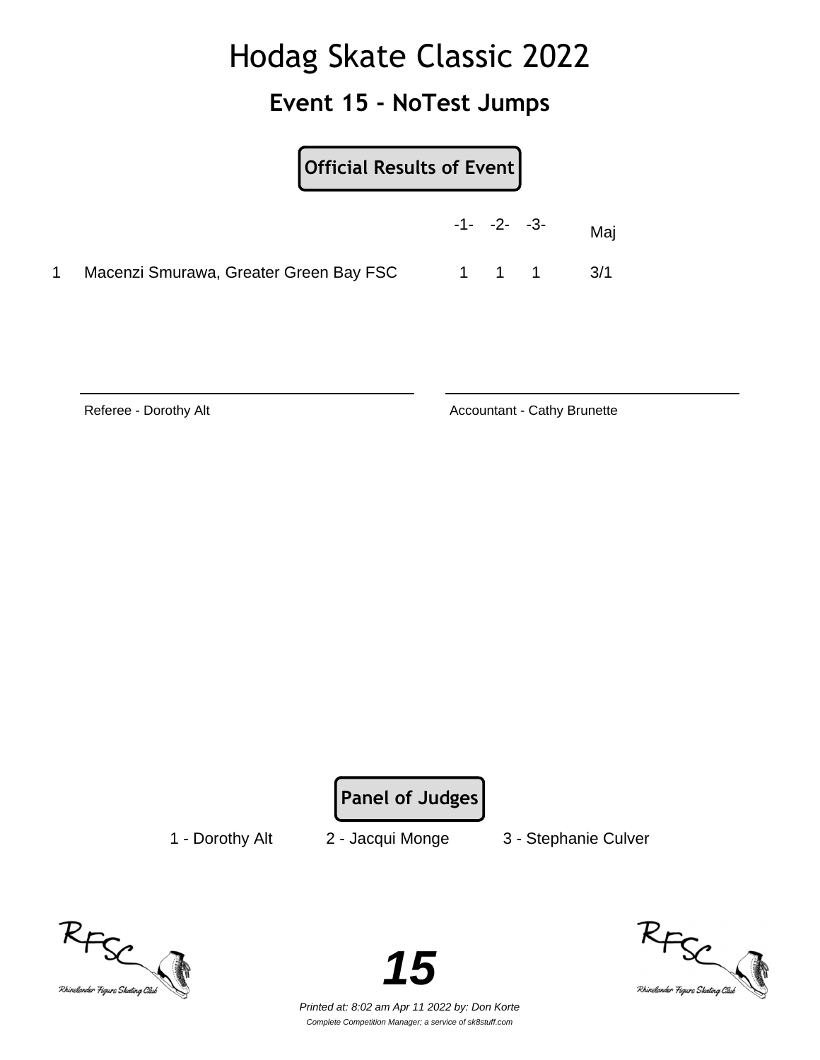# Hodag Skate Classic 2022

## Event 15 - NoTest Jumps

**Official Results of Event**

| | | -1- | -2- | -3- | Maj |
|---|---|---|---|---|---|
| 1 | Macenzi Smurawa, Greater Green Bay FSC | 1 | 1 | 1 | 3/1 |

Referee - Dorothy Alt

Accountant - Cathy Brunette

**Panel of Judges**

1 - Dorothy Alt 2 - Jacqui Monge 3 - Stephanie Culver

*Printed at: 8:02 am Apr 11 2022 by: Don Korte*

*Complete Competition Manager; a service of sk8stuff.com*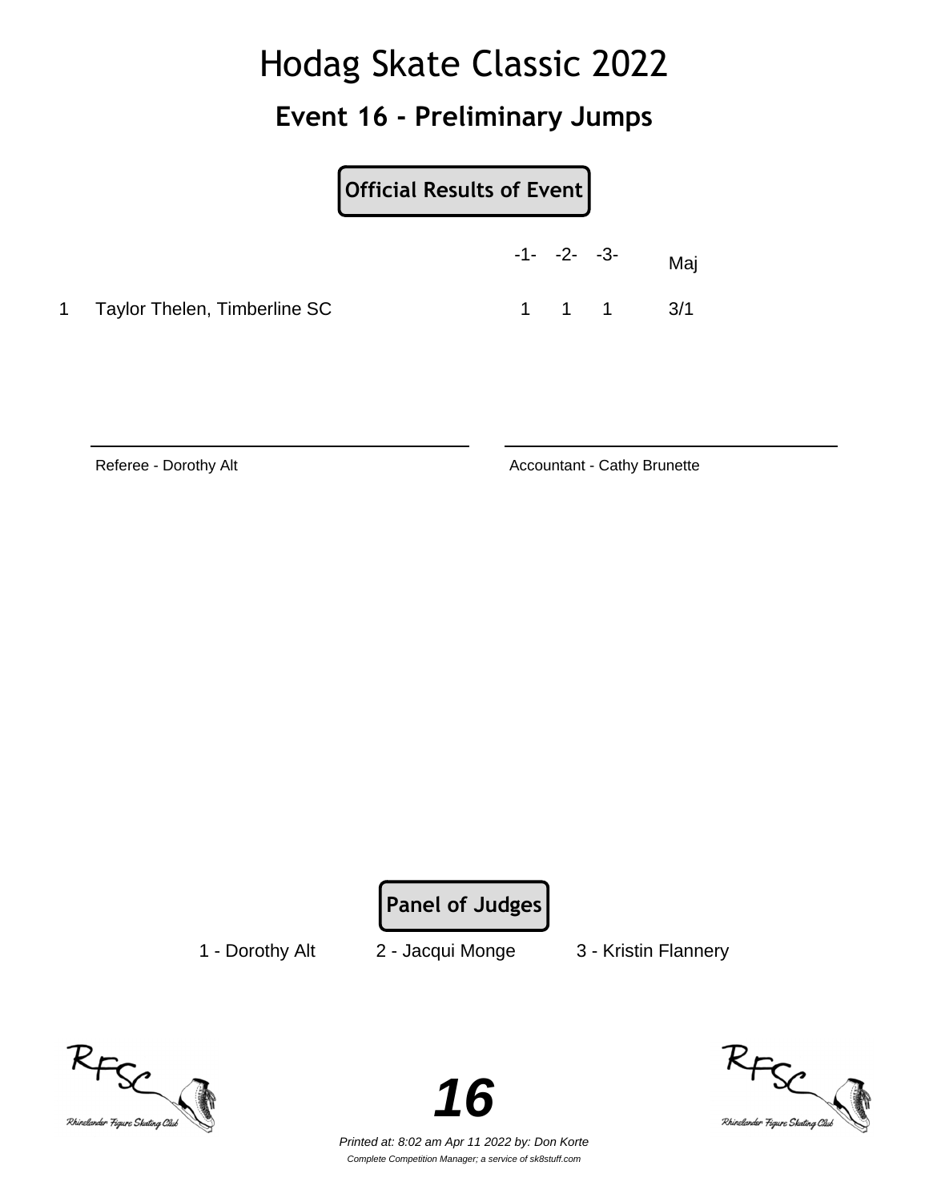# Hodag Skate Classic 2022

## Event 16 - Preliminary Jumps

**Official Results of Event**

| | | -1- | -2- | -3- | Maj |
|---|---|---|---|---|---|
| 1 | Taylor Thelen, Timberline SC | 1 | 1 | 1 | 3/1 |

Referee - Dorothy Alt

Accountant - Cathy Brunette

**Panel of Judges**

1 - Dorothy Alt 2 - Jacqui Monge 3 - Kristin Flannery

**16**

*Printed at: 8:02 am Apr 11 2022 by: Don Korte*

*Complete Competition Manager; a service of sk8stuff.com*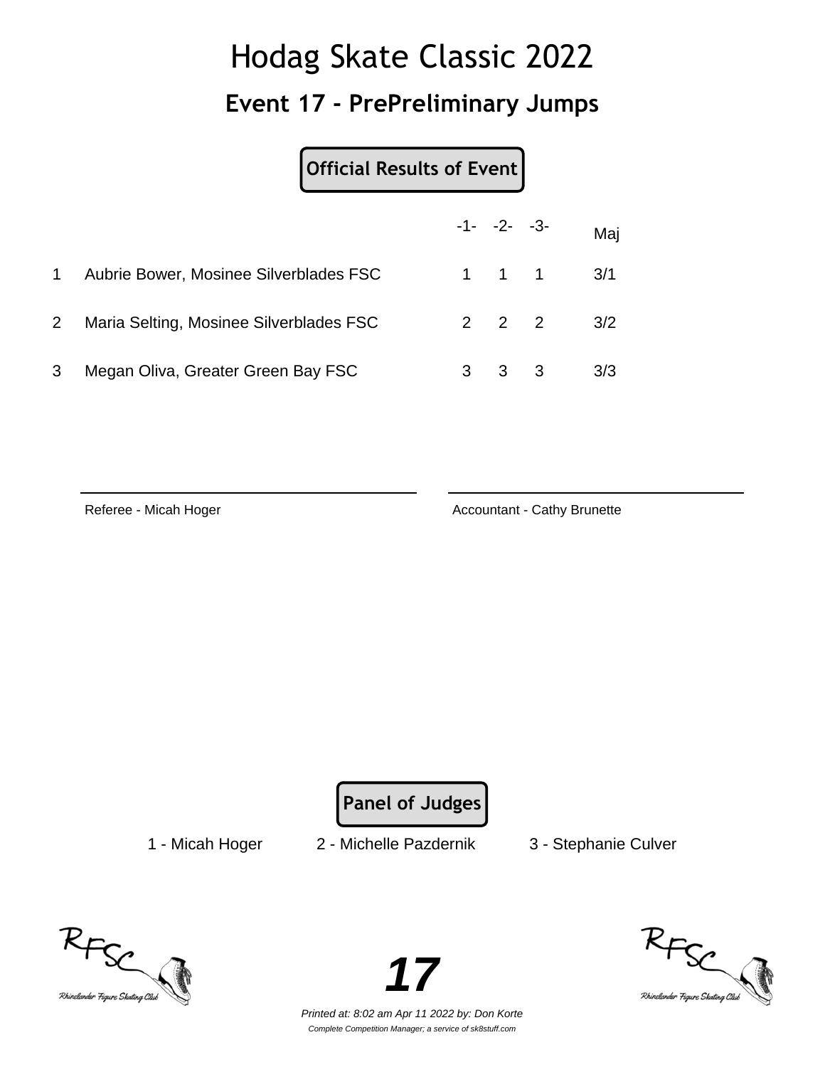# Hodag Skate Classic 2022

## Event 17 - PrePreliminary Jumps

**Official Results of Event**

| | | -1- | -2- | -3- | Maj |
|---|---|---|---|---|---|
| 1 | Aubrie Bower, Mosinee Silverblades FSC | 1 | 1 | 1 | 3/1 |
| 2 | Maria Selting, Mosinee Silverblades FSC | 2 | 2 | 2 | 3/2 |
| 3 | Megan Oliva, Greater Green Bay FSC | 3 | 3 | 3 | 3/3 |

Referee - Micah Hoger

Accountant - Cathy Brunette

**Panel of Judges**

1 - Micah Hoger    2 - Michelle Pazdernik    3 - Stephanie Culver

*Printed at: 8:02 am Apr 11 2022 by: Don Korte*

*Complete Competition Manager; a service of sk8stuff.com*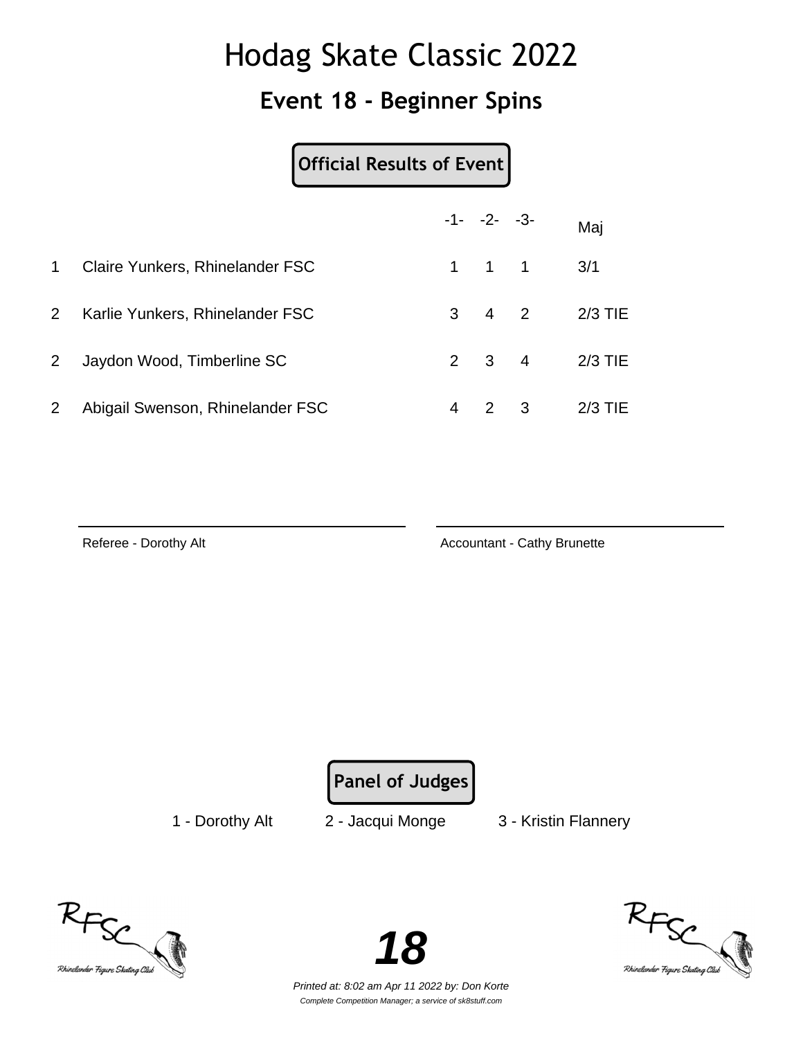# Hodag Skate Classic 2022

## Event 18 - Beginner Spins

**Official Results of Event**

| | | -1- | -2- | -3- | Maj |
|---|---|---|---|---|---|
| 1 | Claire Yunkers, Rhinelander FSC | 1 | 1 | 1 | 3/1 |
| 2 | Karlie Yunkers, Rhinelander FSC | 3 | 4 | 2 | 2/3 TIE |
| 2 | Jaydon Wood, Timberline SC | 2 | 3 | 4 | 2/3 TIE |
| 2 | Abigail Swenson, Rhinelander FSC | 4 | 2 | 3 | 2/3 TIE |

Referee - Dorothy Alt

Accountant - Cathy Brunette

**Panel of Judges**

1 - Dorothy Alt  2 - Jacqui Monge  3 - Kristin Flannery

*Printed at: 8:02 am Apr 11 2022 by: Don Korte*

*Complete Competition Manager; a service of sk8stuff.com*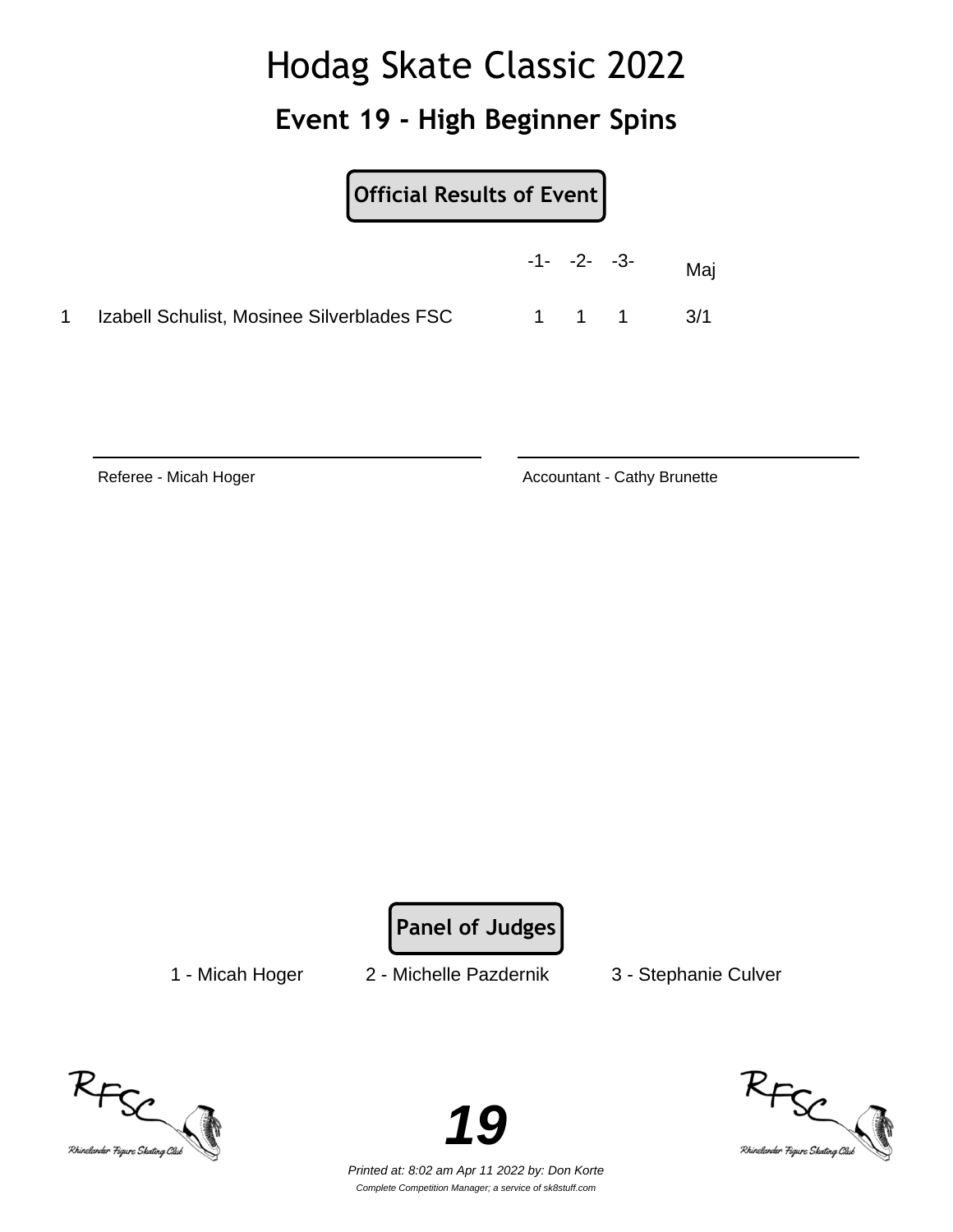# Hodag Skate Classic 2022

## Event 19 - High Beginner Spins

**Official Results of Event**

| | | -1- | -2- | -3- | Maj |
|---|---|---|---|---|---|
| 1 | Izabell Schulist, Mosinee Silverblades FSC | 1 | 1 | 1 | 3/1 |

Referee - Micah Hoger

Accountant - Cathy Brunette

**Panel of Judges**

1 - Micah Hoger 2 - Michelle Pazdernik 3 - Stephanie Culver

*Printed at: 8:02 am Apr 11 2022 by: Don Korte*

*Complete Competition Manager; a service of sk8stuff.com*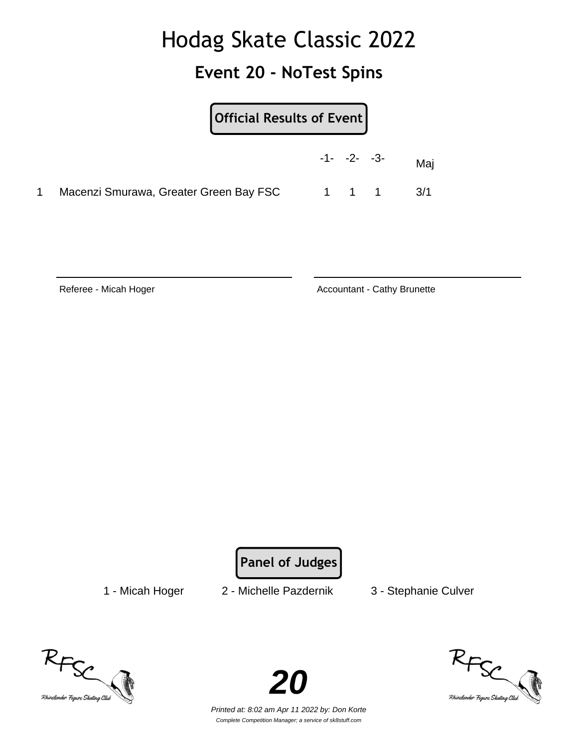# Hodag Skate Classic 2022

## Event 20 - NoTest Spins

**Official Results of Event**

| | | -1- | -2- | -3- | Maj |
|---|---|---|---|---|---|
| 1 | Macenzi Smurawa, Greater Green Bay FSC | 1 | 1 | 1 | 3/1 |

Referee - Micah Hoger

Accountant - Cathy Brunette

**Panel of Judges**

1 - Micah Hoger    2 - Michelle Pazdernik    3 - Stephanie Culver

*Printed at: 8:02 am Apr 11 2022 by: Don Korte*

*Complete Competition Manager; a service of sk8stuff.com*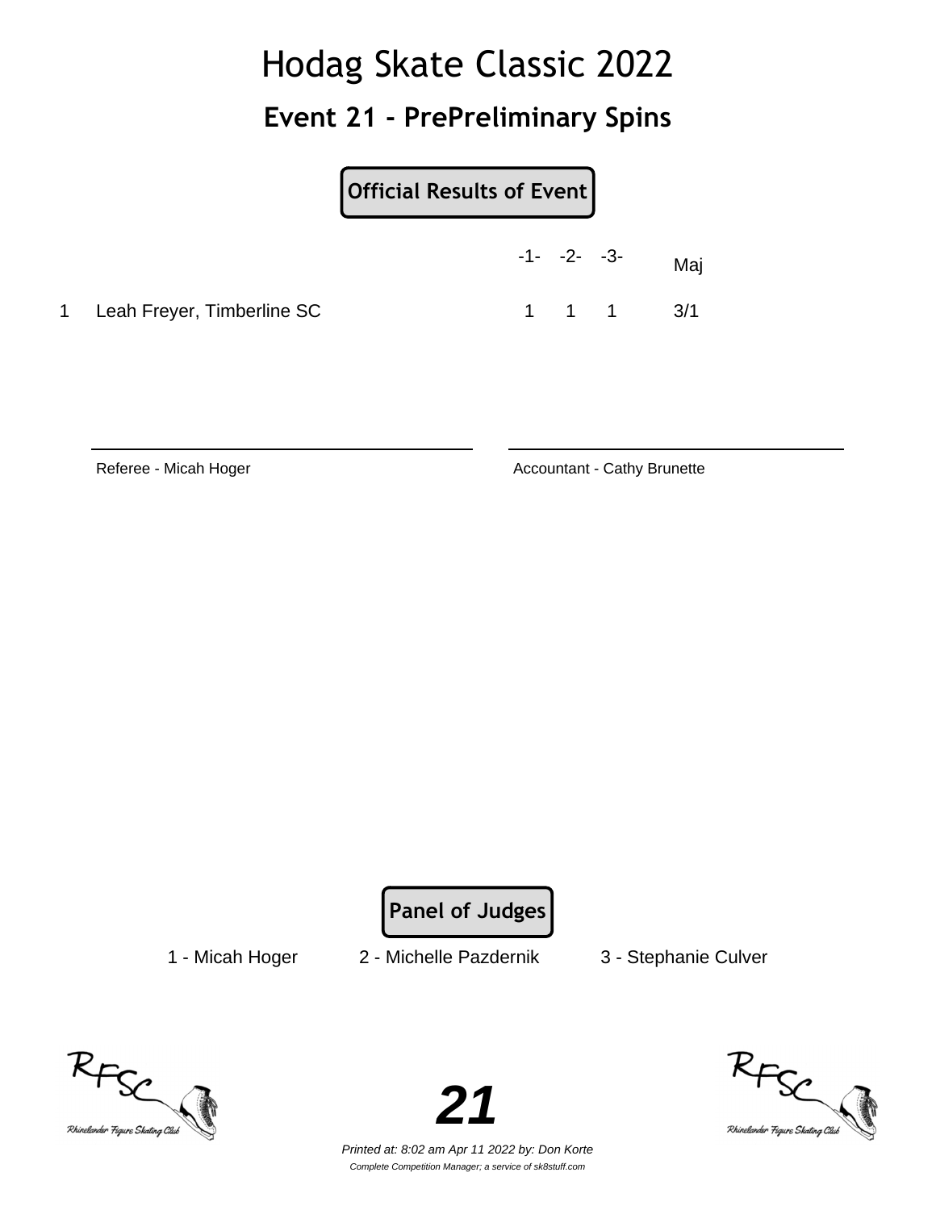# Hodag Skate Classic 2022

## Event 21 - PrePreliminary Spins

**Official Results of Event**

| | | -1- | -2- | -3- | Maj |
|---|---|---|---|---|---|
| 1 | Leah Freyer, Timberline SC | 1 | 1 | 1 | 3/1 |

Referee - Micah Hoger

Accountant - Cathy Brunette

**Panel of Judges**

1 - Micah Hoger    2 - Michelle Pazdernik    3 - Stephanie Culver

*Printed at: 8:02 am Apr 11 2022 by: Don Korte*

*Complete Competition Manager; a service of sk8stuff.com*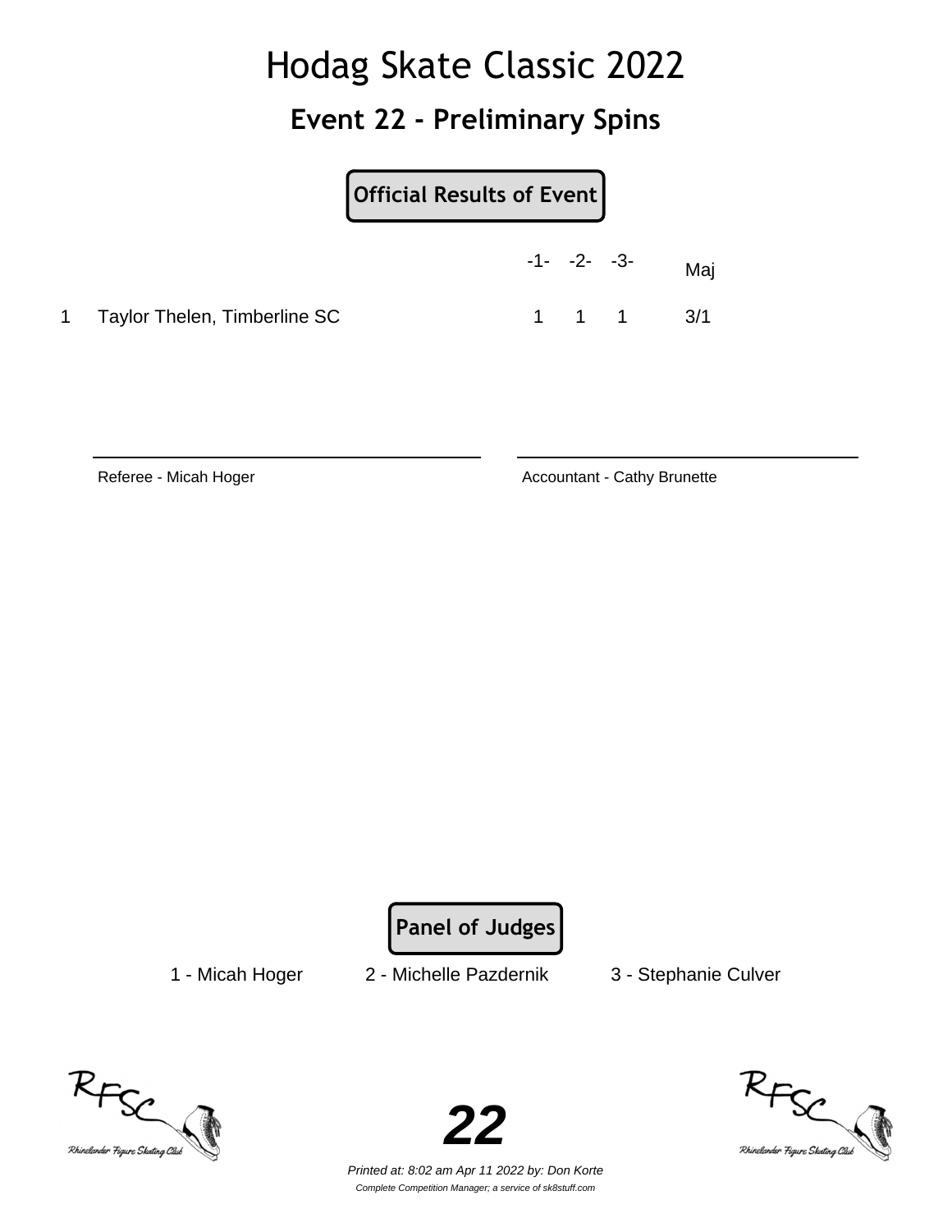# Hodag Skate Classic 2022

## Event 22 - Preliminary Spins

**Official Results of Event**

| | | -1- | -2- | -3- | Maj |
|---|---|---|---|---|---|
| 1 | Taylor Thelen, Timberline SC | 1 | 1 | 1 | 3/1 |

Referee - Micah Hoger

Accountant - Cathy Brunette

**Panel of Judges**

1 - Micah Hoger 2 - Michelle Pazdernik 3 - Stephanie Culver

*Printed at: 8:02 am Apr 11 2022 by: Don Korte*

*Complete Competition Manager; a service of sk8stuff.com*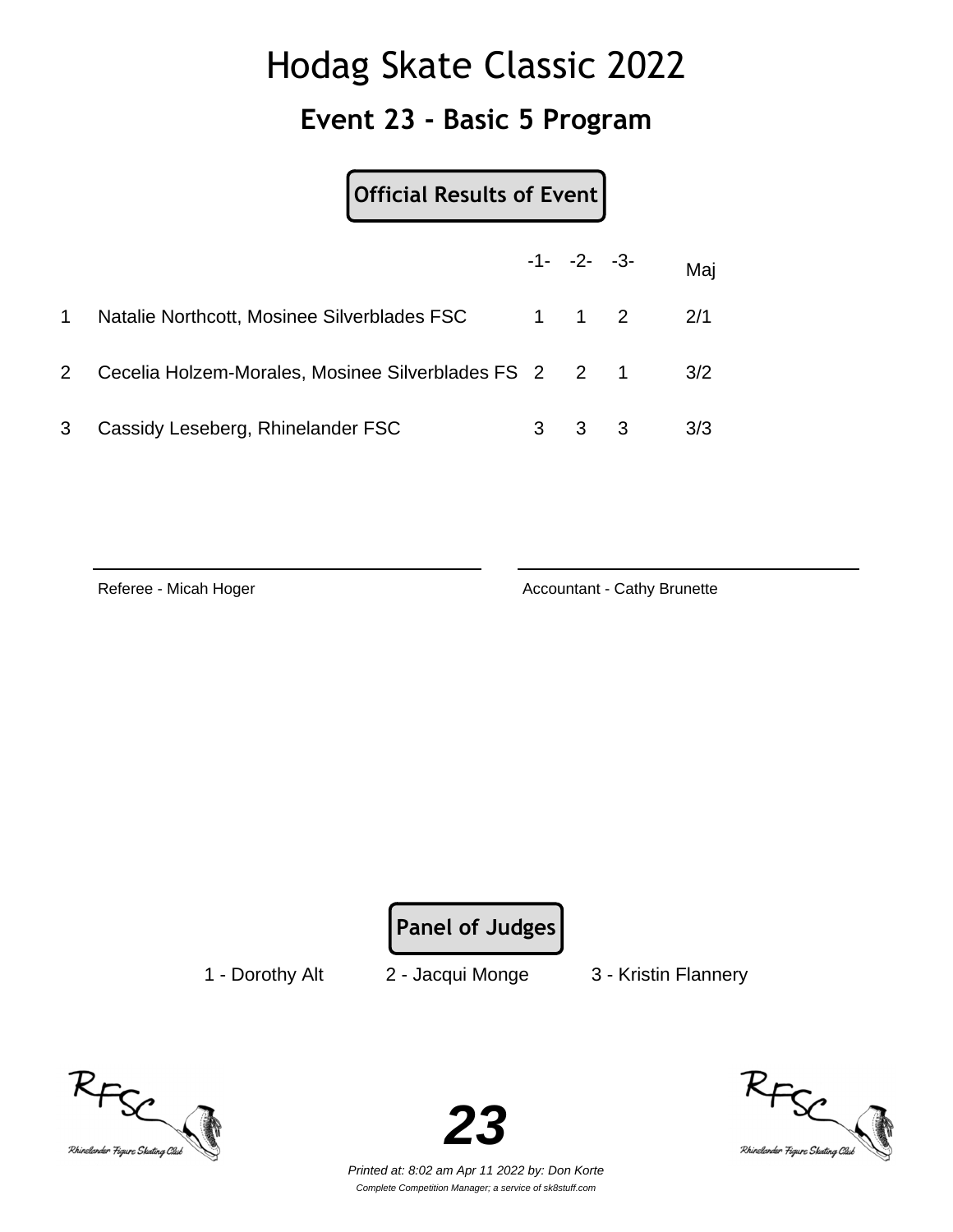# Hodag Skate Classic 2022

## Event 23 - Basic 5 Program

**Official Results of Event**

| | | -1- | -2- | -3- | Maj |
|---|---|---|---|---|---|
| 1 | Natalie Northcott, Mosinee Silverblades FSC | 1 | 1 | 2 | 2/1 |
| 2 | Cecelia Holzem-Morales, Mosinee Silverblades FS | 2 | 2 | 1 | 3/2 |
| 3 | Cassidy Leseberg, Rhinelander FSC | 3 | 3 | 3 | 3/3 |

Referee - Micah Hoger

Accountant - Cathy Brunette

**Panel of Judges**

1 - Dorothy Alt    2 - Jacqui Monge    3 - Kristin Flannery

**23**

*Printed at: 8:02 am Apr 11 2022 by: Don Korte*

*Complete Competition Manager; a service of sk8stuff.com*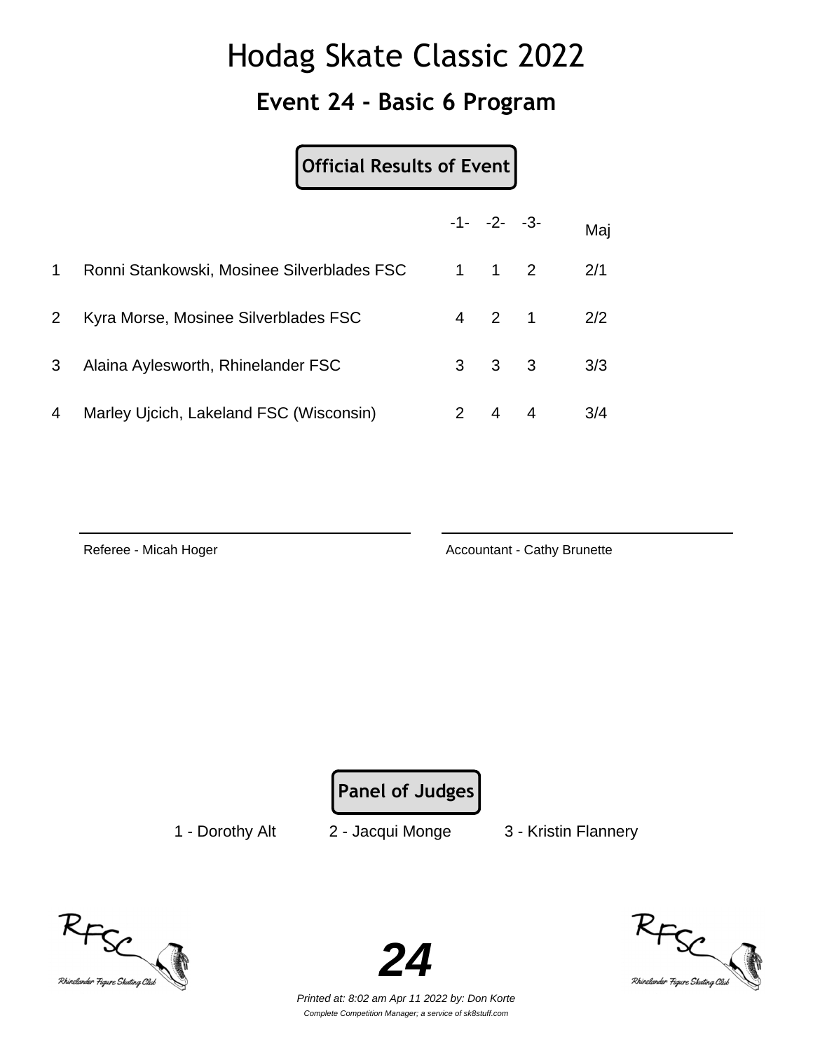# Hodag Skate Classic 2022

## Event 24 - Basic 6 Program

**Official Results of Event**

| | | -1- | -2- | -3- | Maj |
|---|---|---|---|---|---|
| 1 | Ronni Stankowski, Mosinee Silverblades FSC | 1 | 1 | 2 | 2/1 |
| 2 | Kyra Morse, Mosinee Silverblades FSC | 4 | 2 | 1 | 2/2 |
| 3 | Alaina Aylesworth, Rhinelander FSC | 3 | 3 | 3 | 3/3 |
| 4 | Marley Ujcich, Lakeland FSC (Wisconsin) | 2 | 4 | 4 | 3/4 |

Referee - Micah Hoger

Accountant - Cathy Brunette

**Panel of Judges**

1 - Dorothy Alt 2 - Jacqui Monge 3 - Kristin Flannery

**24**

*Printed at: 8:02 am Apr 11 2022 by: Don Korte*

*Complete Competition Manager; a service of sk8stuff.com*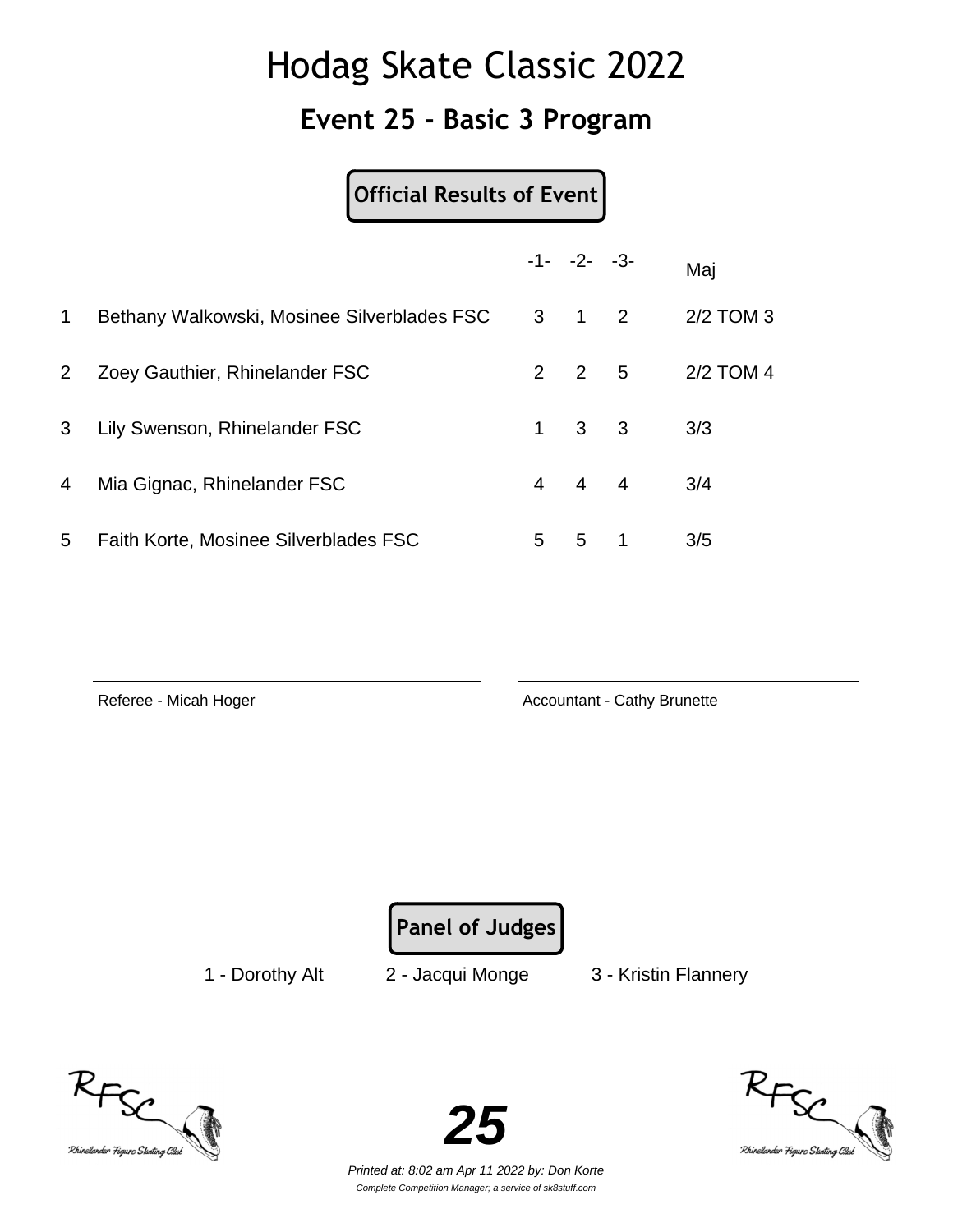# Hodag Skate Classic 2022

## Event 25 - Basic 3 Program

**Official Results of Event**

| | | -1- | -2- | -3- | Maj |
|---|---|---|---|---|---|
| 1 | Bethany Walkowski, Mosinee Silverblades FSC | 3 | 1 | 2 | 2/2 TOM 3 |
| 2 | Zoey Gauthier, Rhinelander FSC | 2 | 2 | 5 | 2/2 TOM 4 |
| 3 | Lily Swenson, Rhinelander FSC | 1 | 3 | 3 | 3/3 |
| 4 | Mia Gignac, Rhinelander FSC | 4 | 4 | 4 | 3/4 |
| 5 | Faith Korte, Mosinee Silverblades FSC | 5 | 5 | 1 | 3/5 |

Referee - Micah Hoger

Accountant - Cathy Brunette

**Panel of Judges**

1 - Dorothy Alt 2 - Jacqui Monge 3 - Kristin Flannery

*Printed at: 8:02 am Apr 11 2022 by: Don Korte*

*Complete Competition Manager; a service of sk8stuff.com*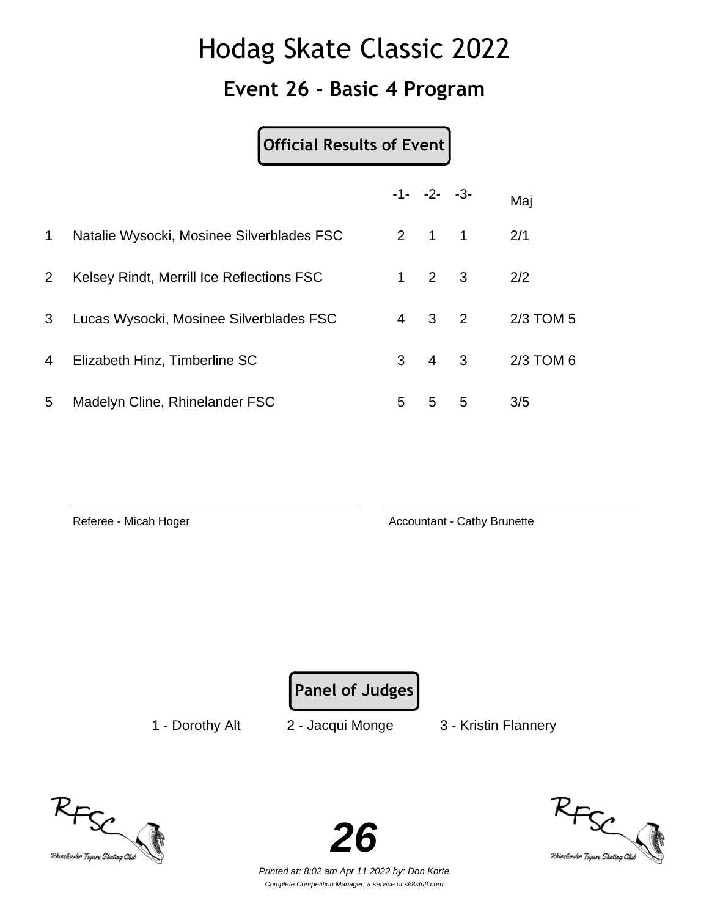# Hodag Skate Classic 2022

## Event 26 - Basic 4 Program

**Official Results of Event**

| | | -1- | -2- | -3- | Maj |
|---|---|---|---|---|---|
| 1 | Natalie Wysocki, Mosinee Silverblades FSC | 2 | 1 | 1 | 2/1 |
| 2 | Kelsey Rindt, Merrill Ice Reflections FSC | 1 | 2 | 3 | 2/2 |
| 3 | Lucas Wysocki, Mosinee Silverblades FSC | 4 | 3 | 2 | 2/3 TOM 5 |
| 4 | Elizabeth Hinz, Timberline SC | 3 | 4 | 3 | 2/3 TOM 6 |
| 5 | Madelyn Cline, Rhinelander FSC | 5 | 5 | 5 | 3/5 |

Referee - Micah Hoger

Accountant - Cathy Brunette

**Panel of Judges**

1 - Dorothy Alt     2 - Jacqui Monge     3 - Kristin Flannery

*Printed at: 8:02 am Apr 11 2022 by: Don Korte*

*Complete Competition Manager; a service of sk8stuff.com*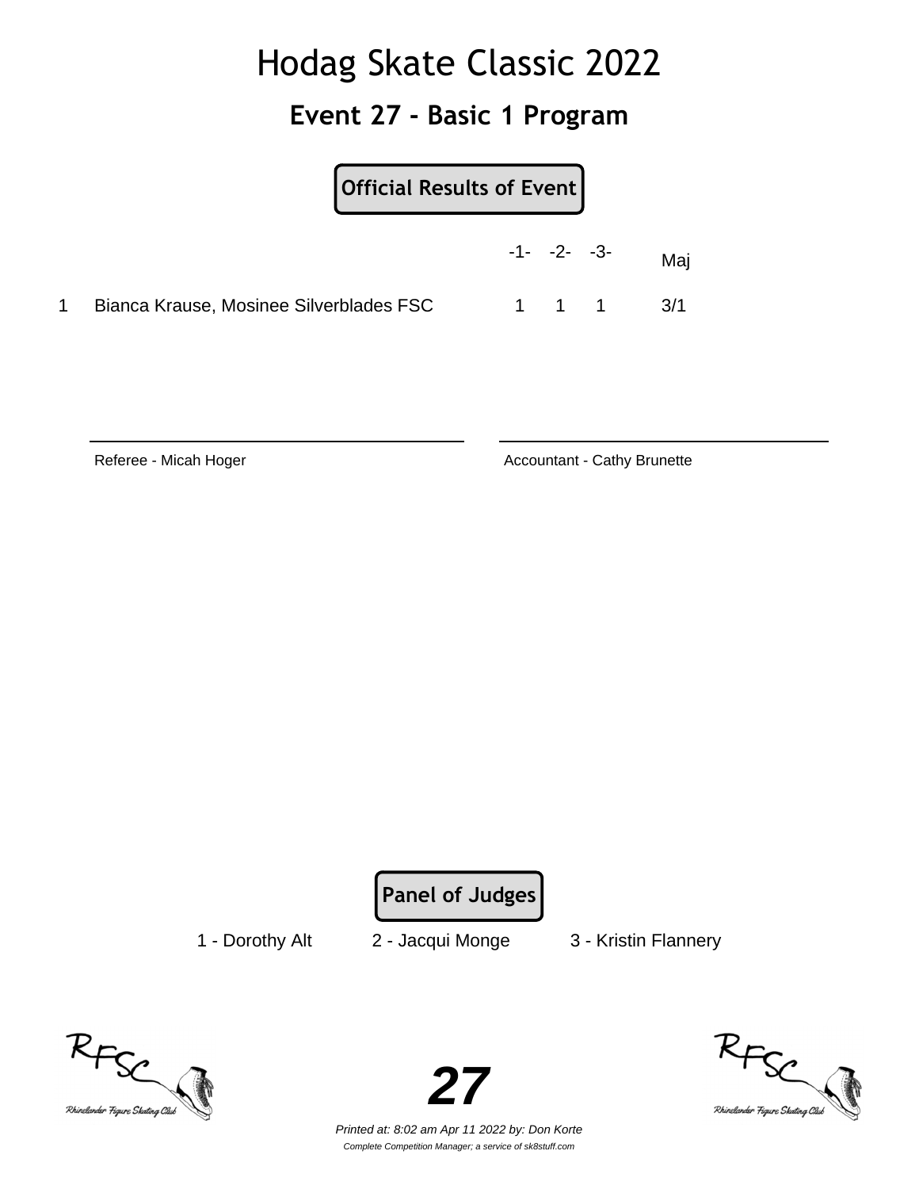# Hodag Skate Classic 2022

## Event 27 - Basic 1 Program

**Official Results of Event**

| | | -1- | -2- | -3- | Maj |
|---|---|---|---|---|---|
| 1 | Bianca Krause, Mosinee Silverblades FSC | 1 | 1 | 1 | 3/1 |

Referee - Micah Hoger

Accountant - Cathy Brunette

**Panel of Judges**

1 - Dorothy Alt    2 - Jacqui Monge    3 - Kristin Flannery

Rhinelander Figure Skating Club

Rhinelander Figure Skating Club

*Printed at: 8:02 am Apr 11 2022 by: Don Korte*

*Complete Competition Manager; a service of sk8stuff.com*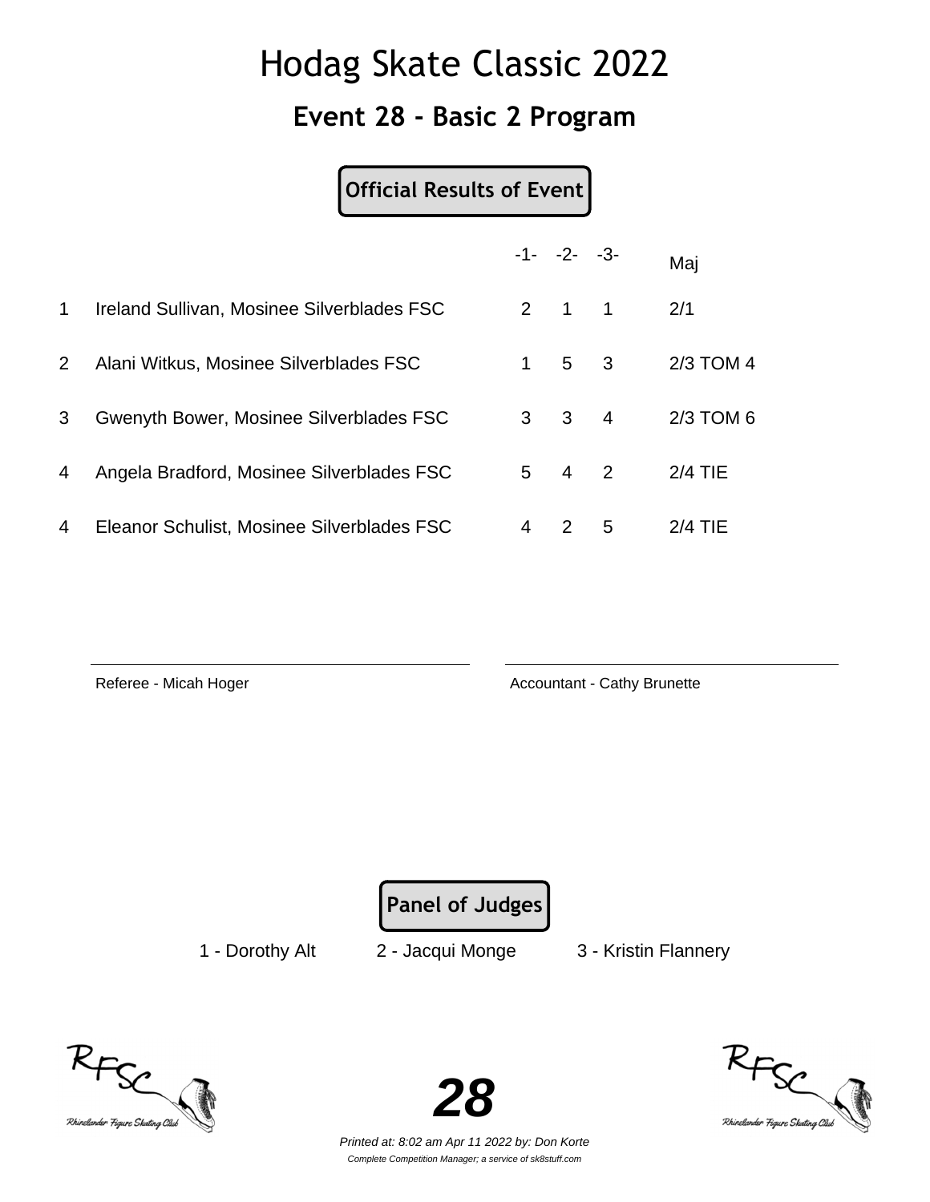# Hodag Skate Classic 2022

## Event 28 - Basic 2 Program

**Official Results of Event**

| | | -1- | -2- | -3- | Maj |
|---|---|---|---|---|---|
| 1 | Ireland Sullivan, Mosinee Silverblades FSC | 2 | 1 | 1 | 2/1 |
| 2 | Alani Witkus, Mosinee Silverblades FSC | 1 | 5 | 3 | 2/3 TOM 4 |
| 3 | Gwenyth Bower, Mosinee Silverblades FSC | 3 | 3 | 4 | 2/3 TOM 6 |
| 4 | Angela Bradford, Mosinee Silverblades FSC | 5 | 4 | 2 | 2/4 TIE |
| 4 | Eleanor Schulist, Mosinee Silverblades FSC | 4 | 2 | 5 | 2/4 TIE |

Referee - Micah Hoger

Accountant - Cathy Brunette

**Panel of Judges**

1 - Dorothy Alt 2 - Jacqui Monge 3 - Kristin Flannery

*Printed at: 8:02 am Apr 11 2022 by: Don Korte*

*Complete Competition Manager; a service of sk8stuff.com*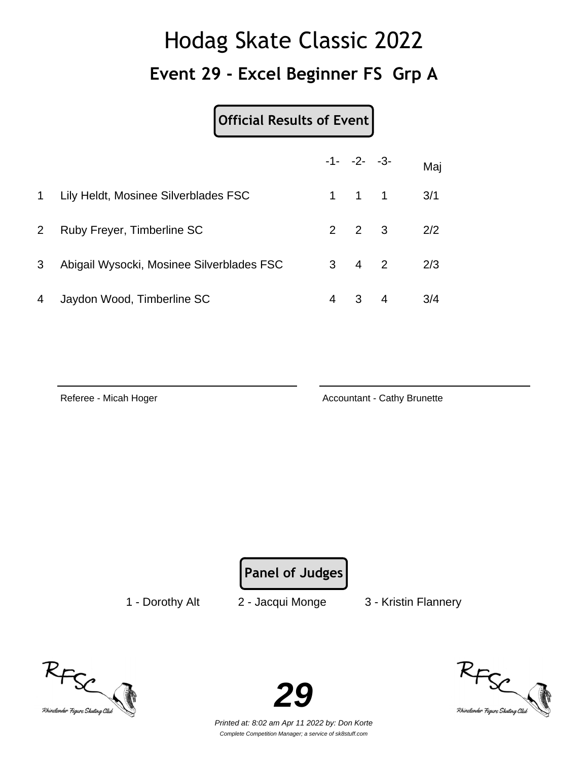# Hodag Skate Classic 2022

## Event 29 - Excel Beginner FS Grp A

**Official Results of Event**

| | | -1- | -2- | -3- | Maj |
|---|---|---|---|---|---|
| 1 | Lily Heldt, Mosinee Silverblades FSC | 1 | 1 | 1 | 3/1 |
| 2 | Ruby Freyer, Timberline SC | 2 | 2 | 3 | 2/2 |
| 3 | Abigail Wysocki, Mosinee Silverblades FSC | 3 | 4 | 2 | 2/3 |
| 4 | Jaydon Wood, Timberline SC | 4 | 3 | 4 | 3/4 |

Referee - Micah Hoger

Accountant - Cathy Brunette

**Panel of Judges**

1 - Dorothy Alt     2 - Jacqui Monge     3 - Kristin Flannery

*Printed at: 8:02 am Apr 11 2022 by: Don Korte*

*Complete Competition Manager; a service of sk8stuff.com*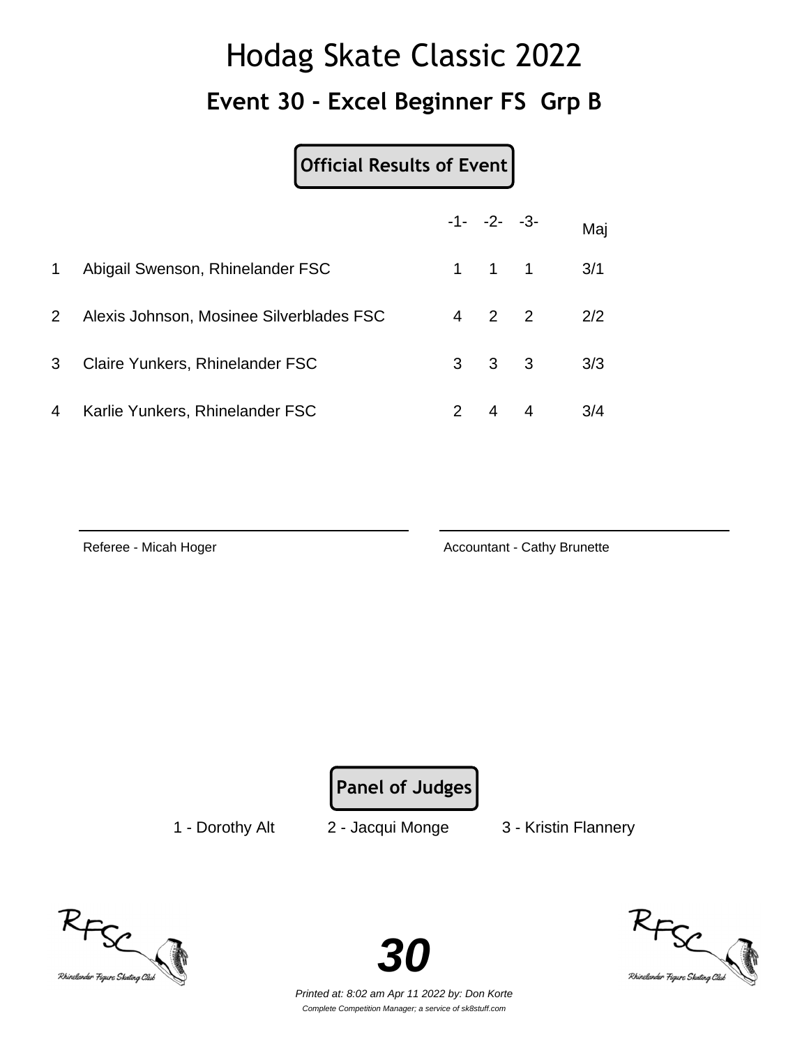# Hodag Skate Classic 2022

## Event 30 - Excel Beginner FS Grp B

**Official Results of Event**

| | | -1- | -2- | -3- | Maj |
|---|---|---|---|---|---|
| 1 | Abigail Swenson, Rhinelander FSC | 1 | 1 | 1 | 3/1 |
| 2 | Alexis Johnson, Mosinee Silverblades FSC | 4 | 2 | 2 | 2/2 |
| 3 | Claire Yunkers, Rhinelander FSC | 3 | 3 | 3 | 3/3 |
| 4 | Karlie Yunkers, Rhinelander FSC | 2 | 4 | 4 | 3/4 |

Referee - Micah Hoger

Accountant - Cathy Brunette

**Panel of Judges**

1 - Dorothy Alt    2 - Jacqui Monge    3 - Kristin Flannery

**30**

*Printed at: 8:02 am Apr 11 2022 by: Don Korte*

*Complete Competition Manager; a service of sk8stuff.com*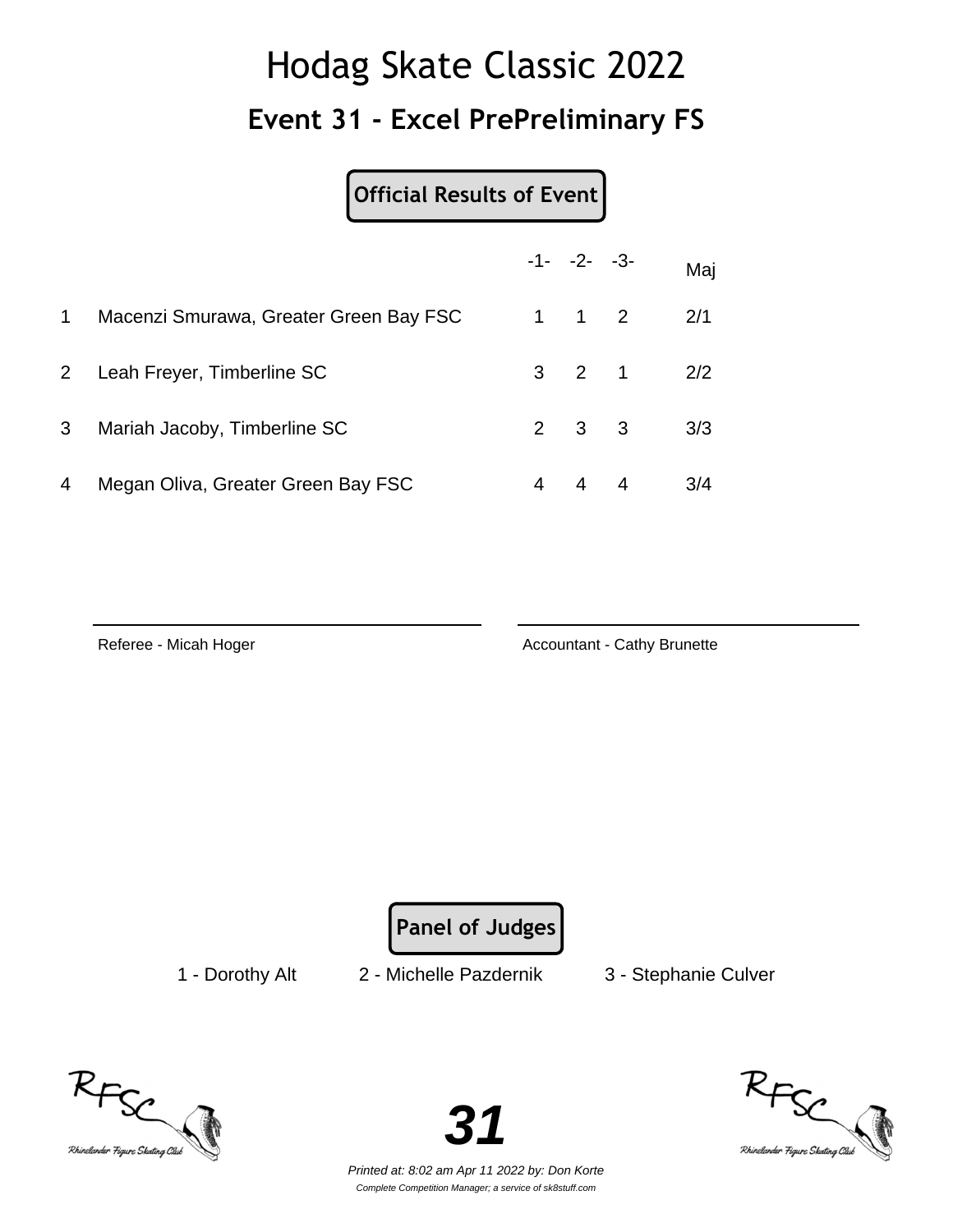# Hodag Skate Classic 2022

## Event 31 - Excel PrePreliminary FS

**Official Results of Event**

| | | -1- | -2- | -3- | Maj |
|---|---|---|---|---|---|
| 1 | Macenzi Smurawa, Greater Green Bay FSC | 1 | 1 | 2 | 2/1 |
| 2 | Leah Freyer, Timberline SC | 3 | 2 | 1 | 2/2 |
| 3 | Mariah Jacoby, Timberline SC | 2 | 3 | 3 | 3/3 |
| 4 | Megan Oliva, Greater Green Bay FSC | 4 | 4 | 4 | 3/4 |

Referee - Micah Hoger

Accountant - Cathy Brunette

**Panel of Judges**

1 - Dorothy Alt    2 - Michelle Pazdernik    3 - Stephanie Culver

*Printed at: 8:02 am Apr 11 2022 by: Don Korte*

*Complete Competition Manager; a service of sk8stuff.com*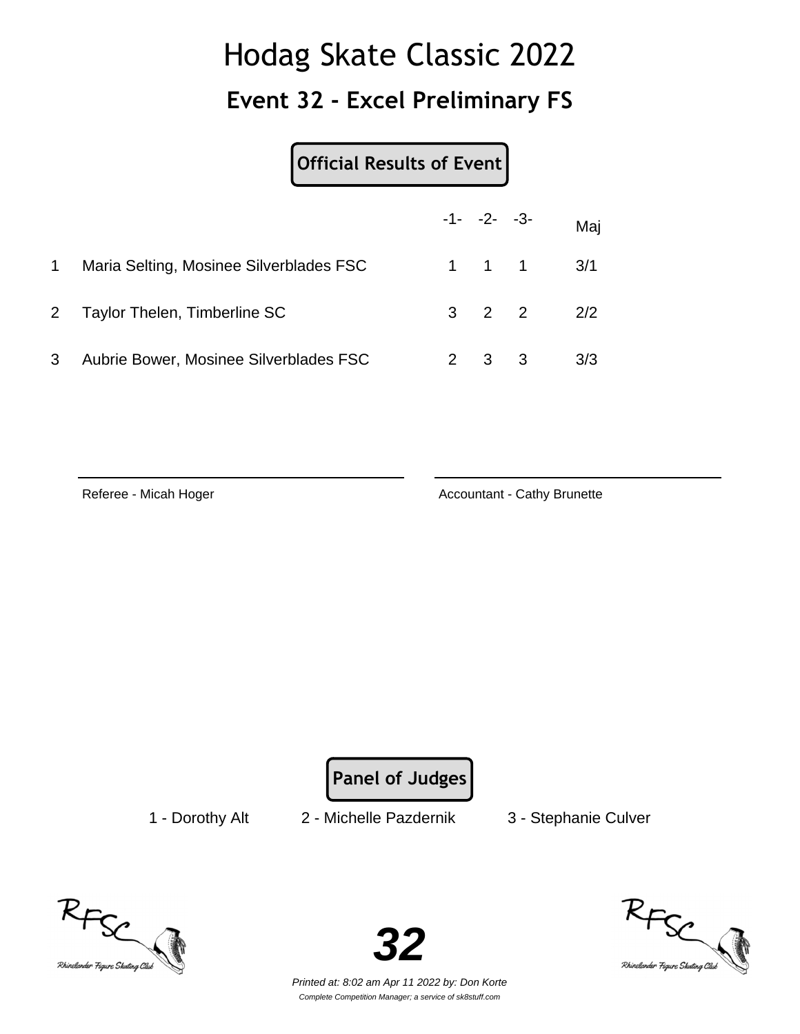# Hodag Skate Classic 2022

## Event 32 - Excel Preliminary FS

**Official Results of Event**

| | | -1- | -2- | -3- | Maj |
|---|---|---|---|---|---|
| 1 | Maria Selting, Mosinee Silverblades FSC | 1 | 1 | 1 | 3/1 |
| 2 | Taylor Thelen, Timberline SC | 3 | 2 | 2 | 2/2 |
| 3 | Aubrie Bower, Mosinee Silverblades FSC | 2 | 3 | 3 | 3/3 |

Referee - Micah Hoger

Accountant - Cathy Brunette

**Panel of Judges**

1 - Dorothy Alt    2 - Michelle Pazdernik    3 - Stephanie Culver

*Printed at: 8:02 am Apr 11 2022 by: Don Korte*

*Complete Competition Manager; a service of sk8stuff.com*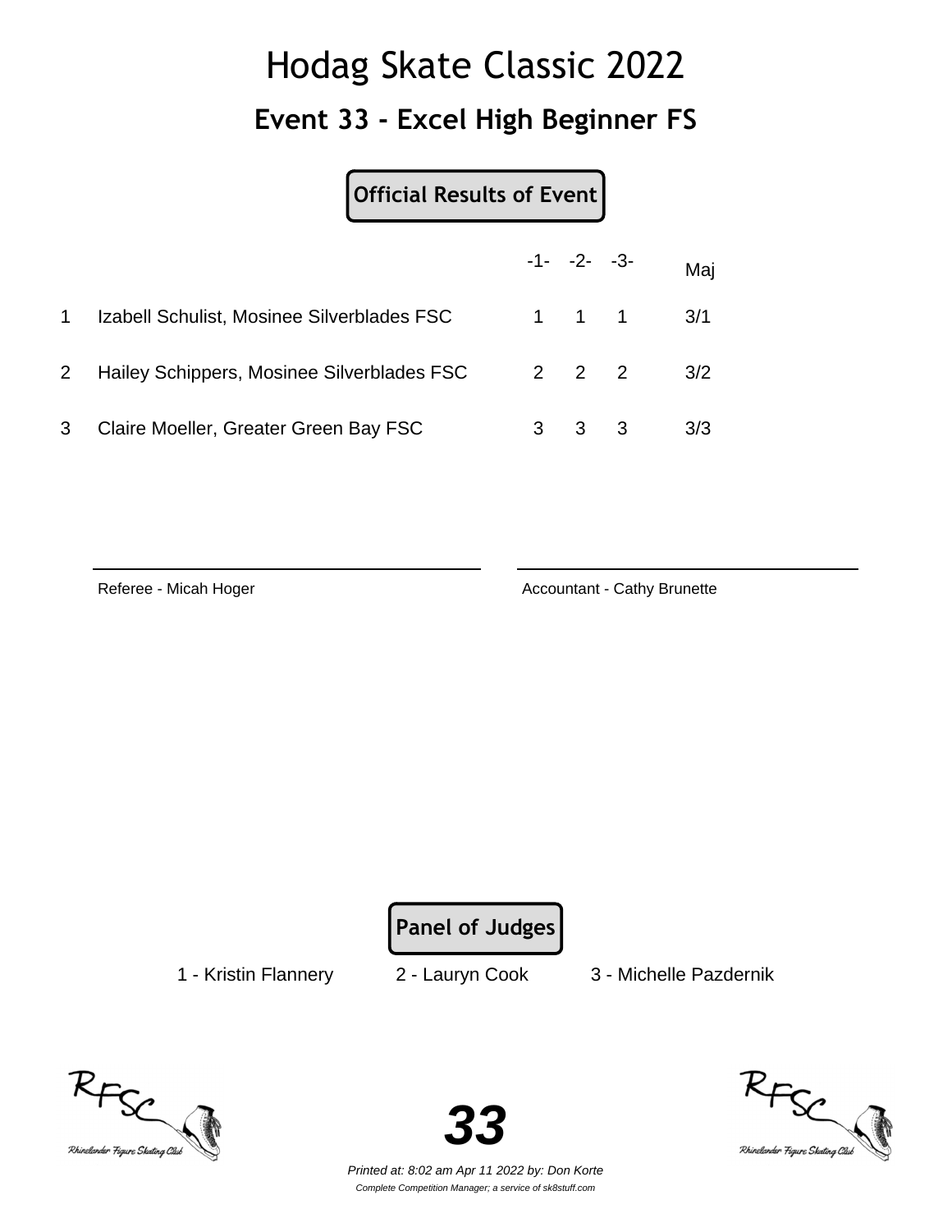# Hodag Skate Classic 2022

## Event 33 - Excel High Beginner FS

**Official Results of Event**

| | | -1- | -2- | -3- | Maj |
|---|---|---|---|---|---|
| 1 | Izabell Schulist, Mosinee Silverblades FSC | 1 | 1 | 1 | 3/1 |
| 2 | Hailey Schippers, Mosinee Silverblades FSC | 2 | 2 | 2 | 3/2 |
| 3 | Claire Moeller, Greater Green Bay FSC | 3 | 3 | 3 | 3/3 |

Referee - Micah Hoger

Accountant - Cathy Brunette

**Panel of Judges**

1 - Kristin Flannery    2 - Lauryn Cook    3 - Michelle Pazdernik

**33**

*Printed at: 8:02 am Apr 11 2022 by: Don Korte*

*Complete Competition Manager; a service of sk8stuff.com*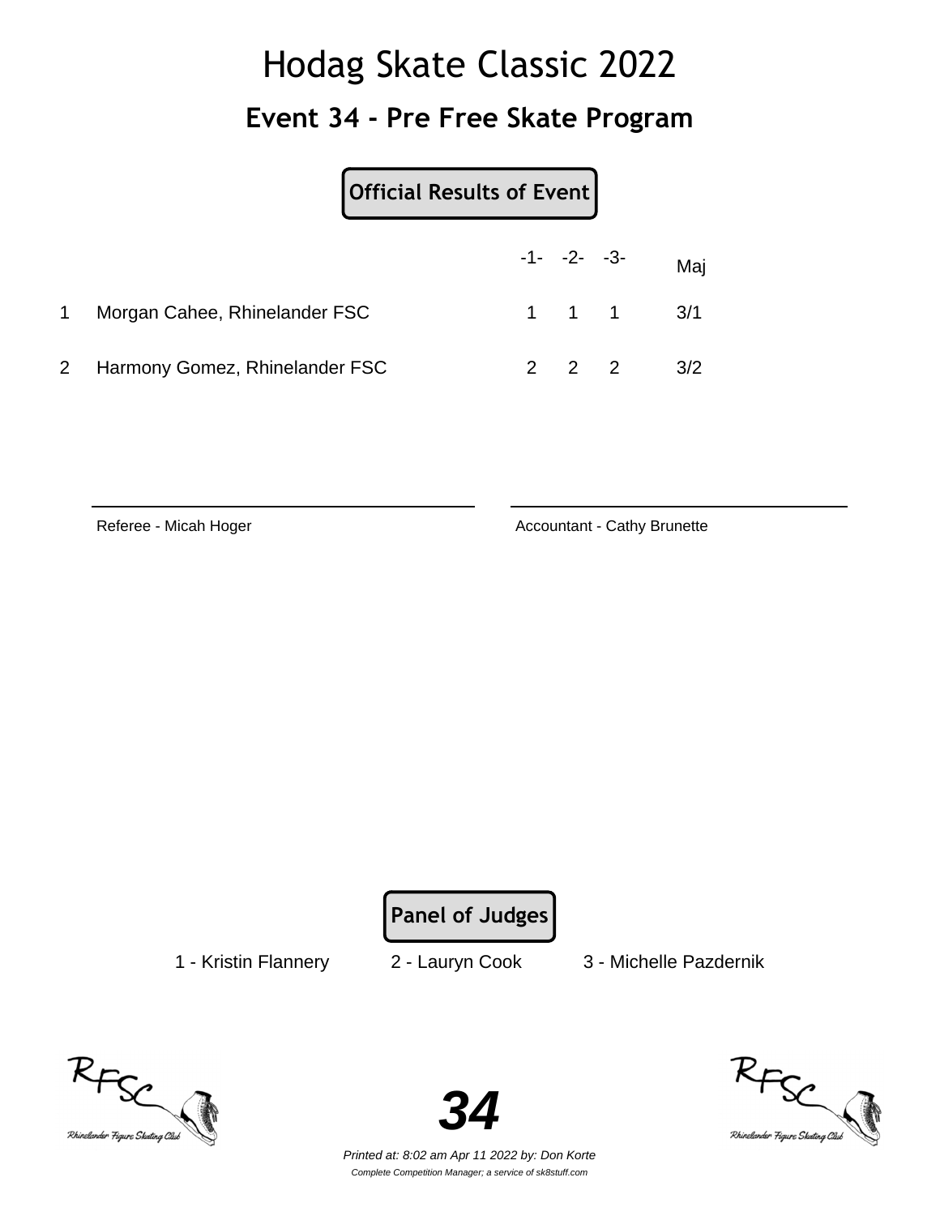# Hodag Skate Classic 2022

## Event 34 - Pre Free Skate Program

**Official Results of Event**

| | | -1- | -2- | -3- | Maj |
|---|---|---|---|---|---|
| 1 | Morgan Cahee, Rhinelander FSC | 1 | 1 | 1 | 3/1 |
| 2 | Harmony Gomez, Rhinelander FSC | 2 | 2 | 2 | 3/2 |

Referee - Micah Hoger

Accountant - Cathy Brunette

**Panel of Judges**

1 - Kristin Flannery   2 - Lauryn Cook   3 - Michelle Pazdernik

*Printed at: 8:02 am Apr 11 2022 by: Don Korte*

*Complete Competition Manager; a service of sk8stuff.com*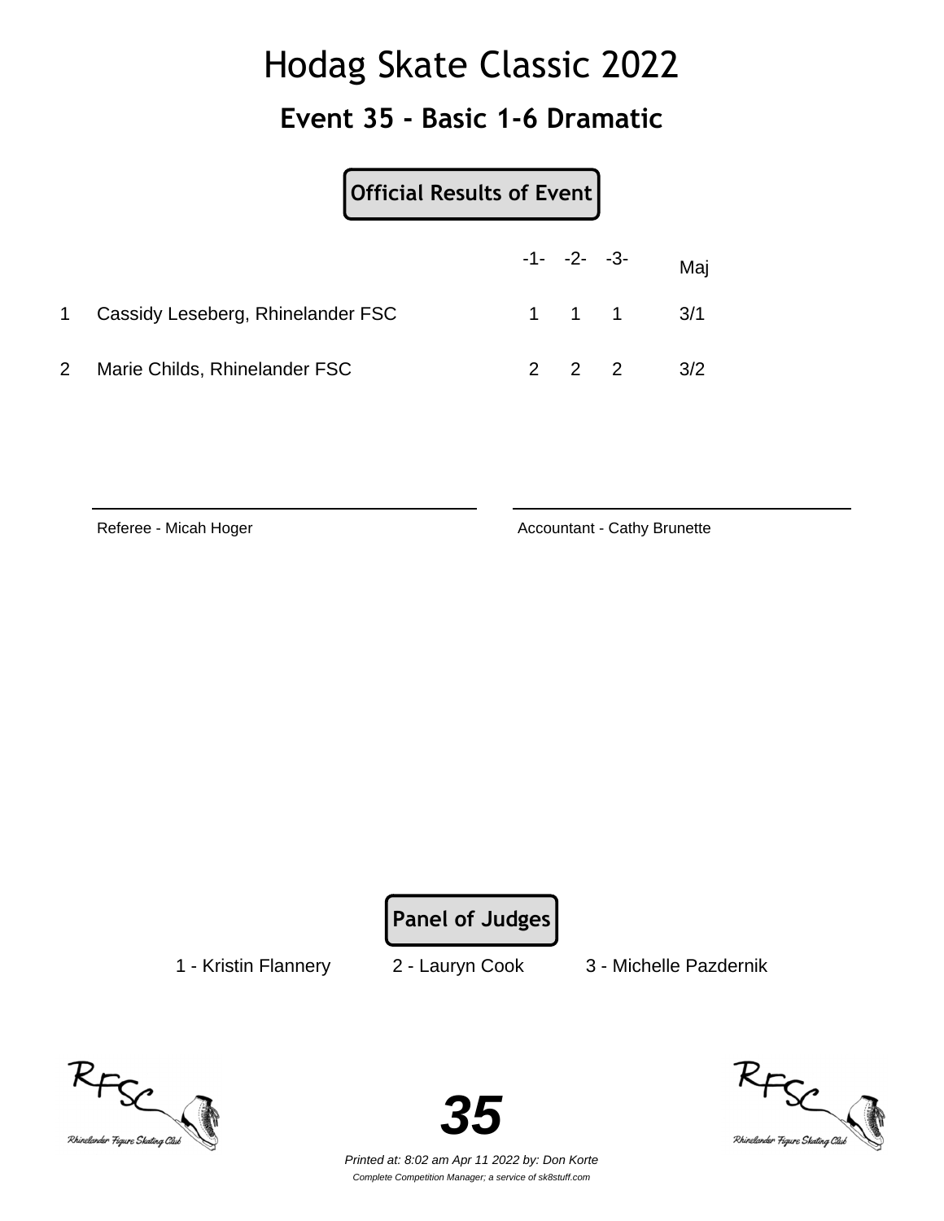# Hodag Skate Classic 2022

## Event 35 - Basic 1-6 Dramatic

**Official Results of Event**

| | | -1- | -2- | -3- | Maj |
|---|---|---|---|---|---|
| 1 | Cassidy Leseberg, Rhinelander FSC | 1 | 1 | 1 | 3/1 |
| 2 | Marie Childs, Rhinelander FSC | 2 | 2 | 2 | 3/2 |

Referee - Micah Hoger

Accountant - Cathy Brunette

**Panel of Judges**

1 - Kristin Flannery    2 - Lauryn Cook    3 - Michelle Pazdernik

*Printed at: 8:02 am Apr 11 2022 by: Don Korte*

*Complete Competition Manager; a service of sk8stuff.com*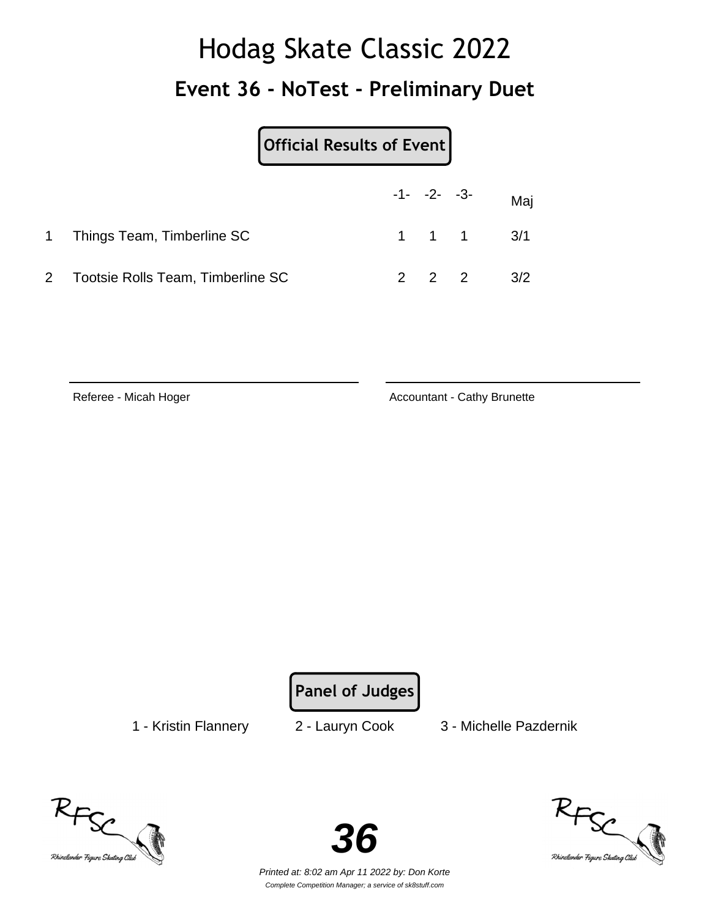# Hodag Skate Classic 2022

## Event 36 - NoTest - Preliminary Duet

**Official Results of Event**

| | | -1- | -2- | -3- | Maj |
|---|---|---|---|---|---|
| 1 | Things Team, Timberline SC | 1 | 1 | 1 | 3/1 |
| 2 | Tootsie Rolls Team, Timberline SC | 2 | 2 | 2 | 3/2 |

Referee - Micah Hoger

Accountant - Cathy Brunette

**Panel of Judges**

1 - Kristin Flannery 2 - Lauryn Cook 3 - Michelle Pazdernik

*Printed at: 8:02 am Apr 11 2022 by: Don Korte*

*Complete Competition Manager; a service of sk8stuff.com*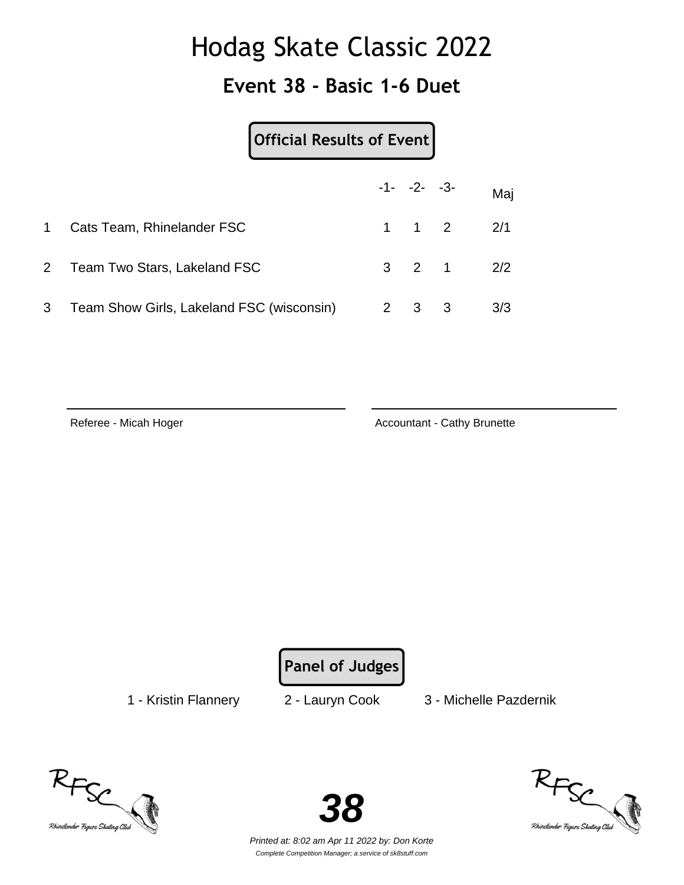# Hodag Skate Classic 2022

## Event 38 - Basic 1-6 Duet

**Official Results of Event**

| | | -1- | -2- | -3- | Maj |
|---|---|---|---|---|---|
| 1 | Cats Team, Rhinelander FSC | 1 | 1 | 2 | 2/1 |
| 2 | Team Two Stars, Lakeland FSC | 3 | 2 | 1 | 2/2 |
| 3 | Team Show Girls, Lakeland FSC (wisconsin) | 2 | 3 | 3 | 3/3 |

Referee - Micah Hoger

Accountant - Cathy Brunette

**Panel of Judges**

1 - Kristin Flannery 2 - Lauryn Cook 3 - Michelle Pazdernik

**38**

*Printed at: 8:02 am Apr 11 2022 by: Don Korte*

*Complete Competition Manager; a service of sk8stuff.com*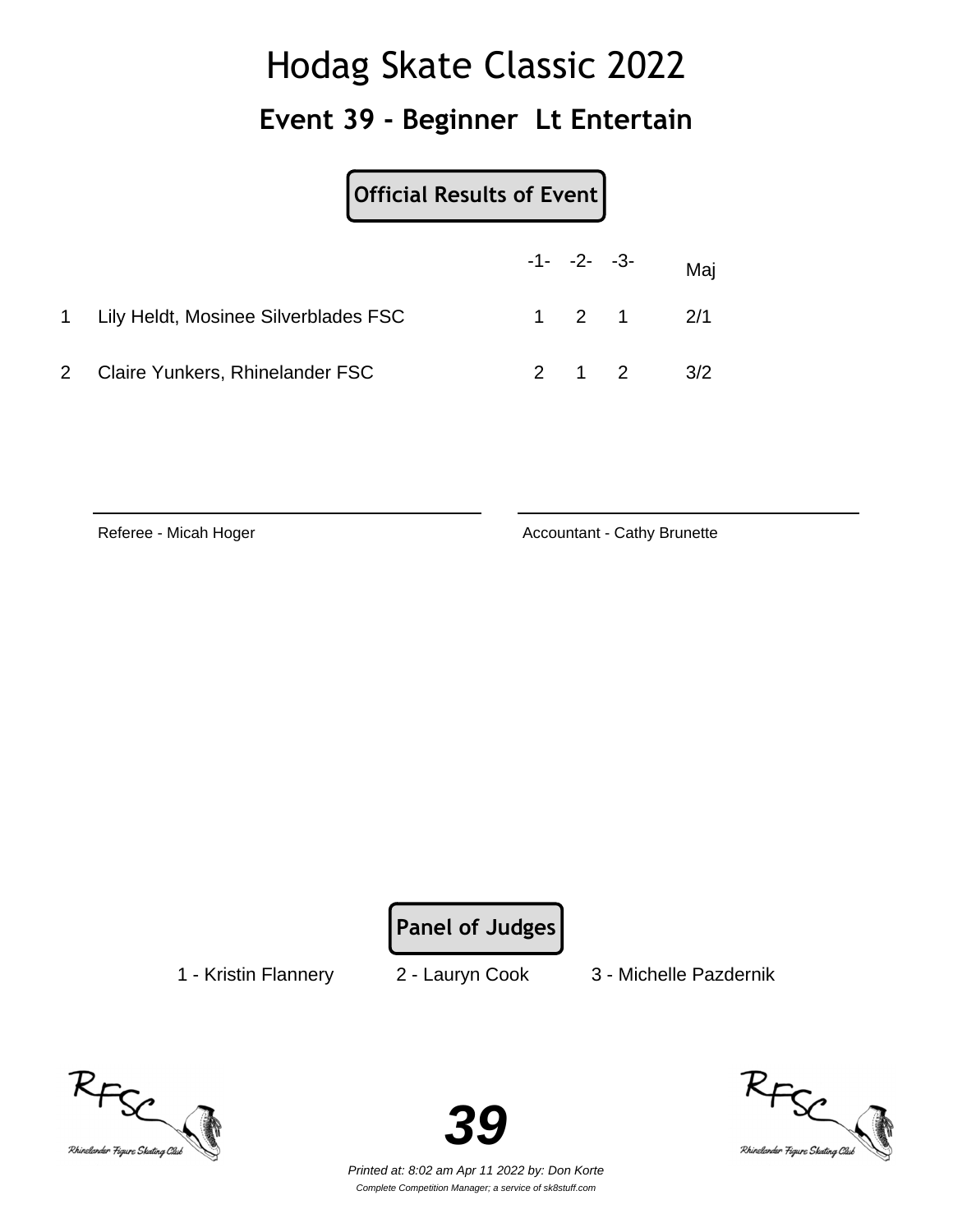# Hodag Skate Classic 2022

## Event 39 - Beginner Lt Entertain

**Official Results of Event**

| | | -1- | -2- | -3- | Maj |
|---|---|---|---|---|---|
| 1 | Lily Heldt, Mosinee Silverblades FSC | 1 | 2 | 1 | 2/1 |
| 2 | Claire Yunkers, Rhinelander FSC | 2 | 1 | 2 | 3/2 |

Referee - Micah Hoger

Accountant - Cathy Brunette

**Panel of Judges**

1 - Kristin Flannery    2 - Lauryn Cook    3 - Michelle Pazdernik

**39**

*Printed at: 8:02 am Apr 11 2022 by: Don Korte*

*Complete Competition Manager; a service of sk8stuff.com*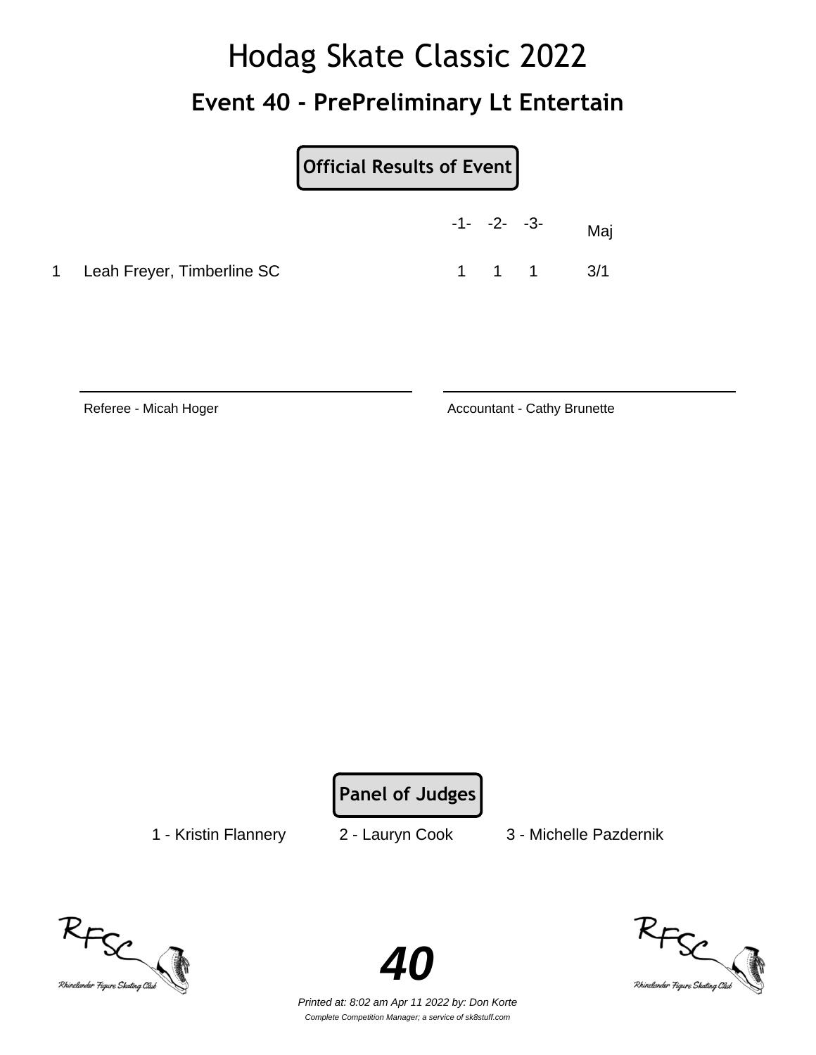# Hodag Skate Classic 2022

## Event 40 - PrePreliminary Lt Entertain

**Official Results of Event**

| | | -1- | -2- | -3- | Maj |
|---|---|---|---|---|---|
| 1 | Leah Freyer, Timberline SC | 1 | 1 | 1 | 3/1 |

Referee - Micah Hoger

Accountant - Cathy Brunette

**Panel of Judges**

1 - Kristin Flannery     2 - Lauryn Cook     3 - Michelle Pazdernik

**40**

*Printed at: 8:02 am Apr 11 2022 by: Don Korte*

*Complete Competition Manager; a service of sk8stuff.com*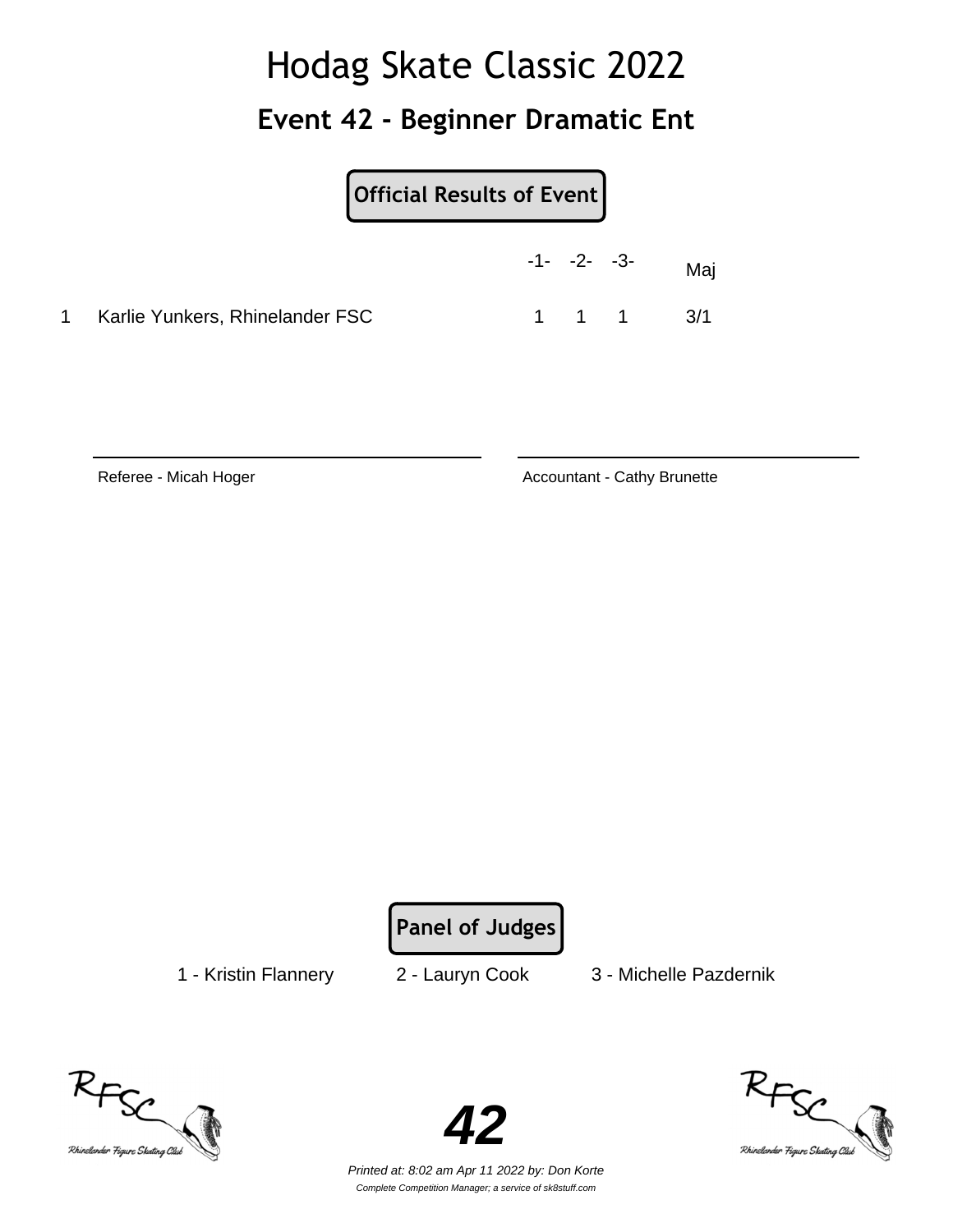# Hodag Skate Classic 2022

## Event 42 - Beginner Dramatic Ent

**Official Results of Event**

| | | -1- | -2- | -3- | Maj |
|---|---|---|---|---|---|
| 1 | Karlie Yunkers, Rhinelander FSC | 1 | 1 | 1 | 3/1 |

Referee - Micah Hoger

Accountant - Cathy Brunette

**Panel of Judges**

1 - Kristin Flannery 2 - Lauryn Cook 3 - Michelle Pazdernik

**42**

*Printed at: 8:02 am Apr 11 2022 by: Don Korte*

*Complete Competition Manager; a service of sk8stuff.com*